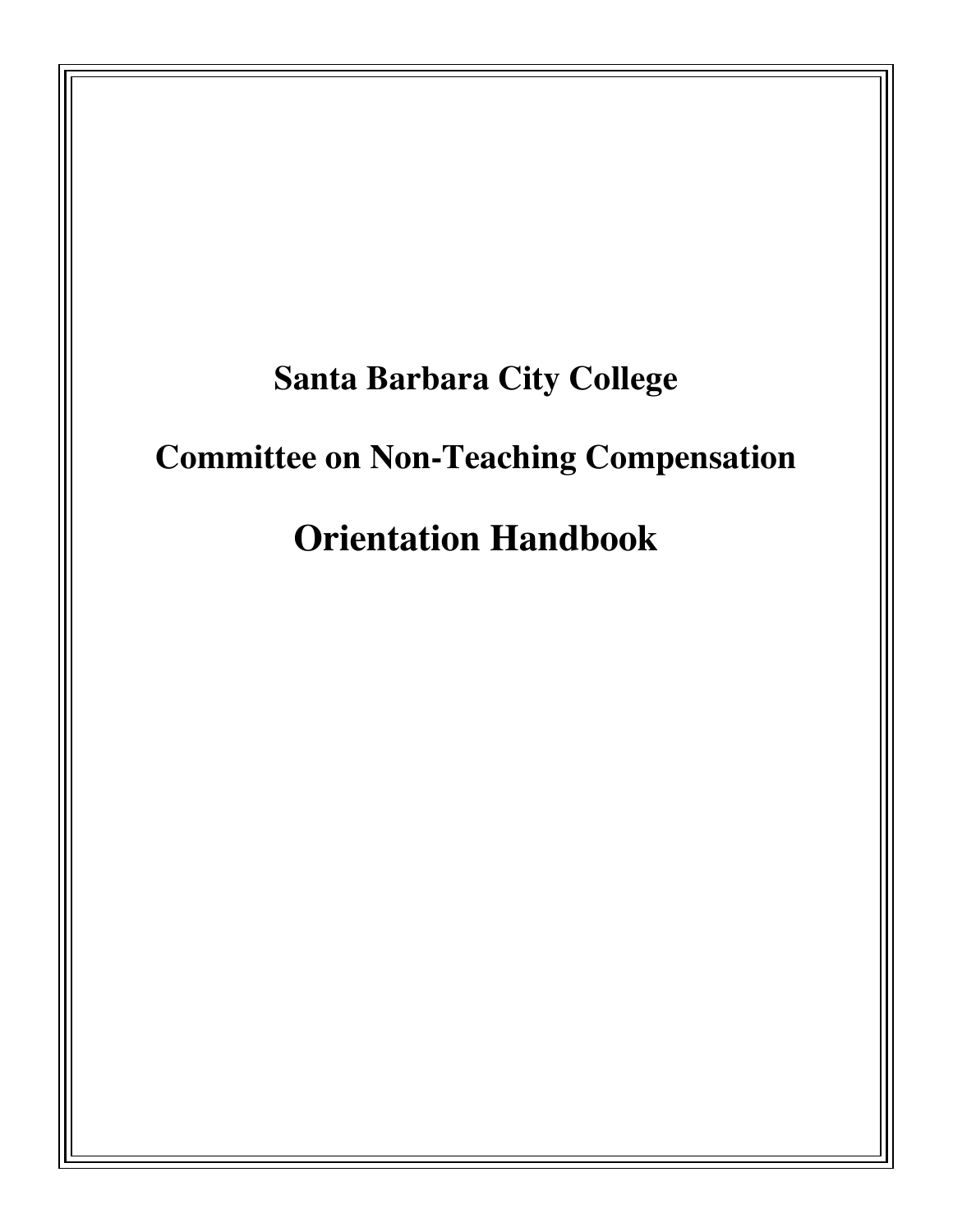# Santa Barbara City College

# Committee on Non-Teaching Compensation

# Orientation Handbook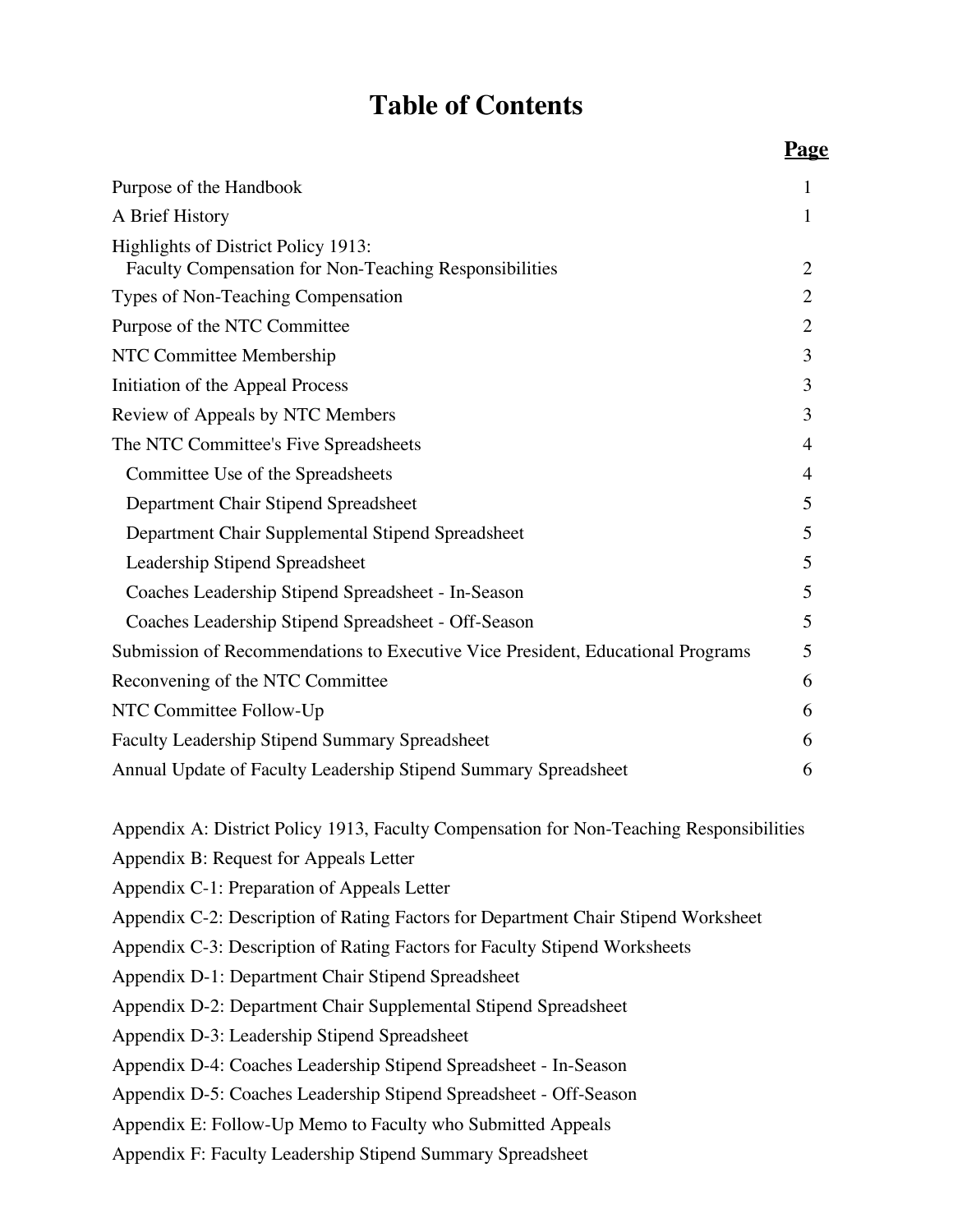# Table of Contents

| | Page |
|---|---|
| Purpose of the Handbook | 1 |
| A Brief History | 1 |
| Highlights of District Policy 1913: Faculty Compensation for Non-Teaching Responsibilities | 2 |
| Types of Non-Teaching Compensation | 2 |
| Purpose of the NTC Committee | 2 |
| NTC Committee Membership | 3 |
| Initiation of the Appeal Process | 3 |
| Review of Appeals by NTC Members | 3 |
| The NTC Committee's Five Spreadsheets | 4 |
| Committee Use of the Spreadsheets | 4 |
| Department Chair Stipend Spreadsheet | 5 |
| Department Chair Supplemental Stipend Spreadsheet | 5 |
| Leadership Stipend Spreadsheet | 5 |
| Coaches Leadership Stipend Spreadsheet - In-Season | 5 |
| Coaches Leadership Stipend Spreadsheet - Off-Season | 5 |
| Submission of Recommendations to Executive Vice President, Educational Programs | 5 |
| Reconvening of the NTC Committee | 6 |
| NTC Committee Follow-Up | 6 |
| Faculty Leadership Stipend Summary Spreadsheet | 6 |
| Annual Update of Faculty Leadership Stipend Summary Spreadsheet | 6 |

Appendix A: District Policy 1913, Faculty Compensation for Non-Teaching Responsibilities

Appendix B: Request for Appeals Letter

Appendix C-1: Preparation of Appeals Letter

Appendix C-2: Description of Rating Factors for Department Chair Stipend Worksheet

Appendix C-3: Description of Rating Factors for Faculty Stipend Worksheets

Appendix D-1: Department Chair Stipend Spreadsheet

Appendix D-2: Department Chair Supplemental Stipend Spreadsheet

Appendix D-3: Leadership Stipend Spreadsheet

Appendix D-4: Coaches Leadership Stipend Spreadsheet - In-Season

Appendix D-5: Coaches Leadership Stipend Spreadsheet - Off-Season

Appendix E: Follow-Up Memo to Faculty who Submitted Appeals

Appendix F: Faculty Leadership Stipend Summary Spreadsheet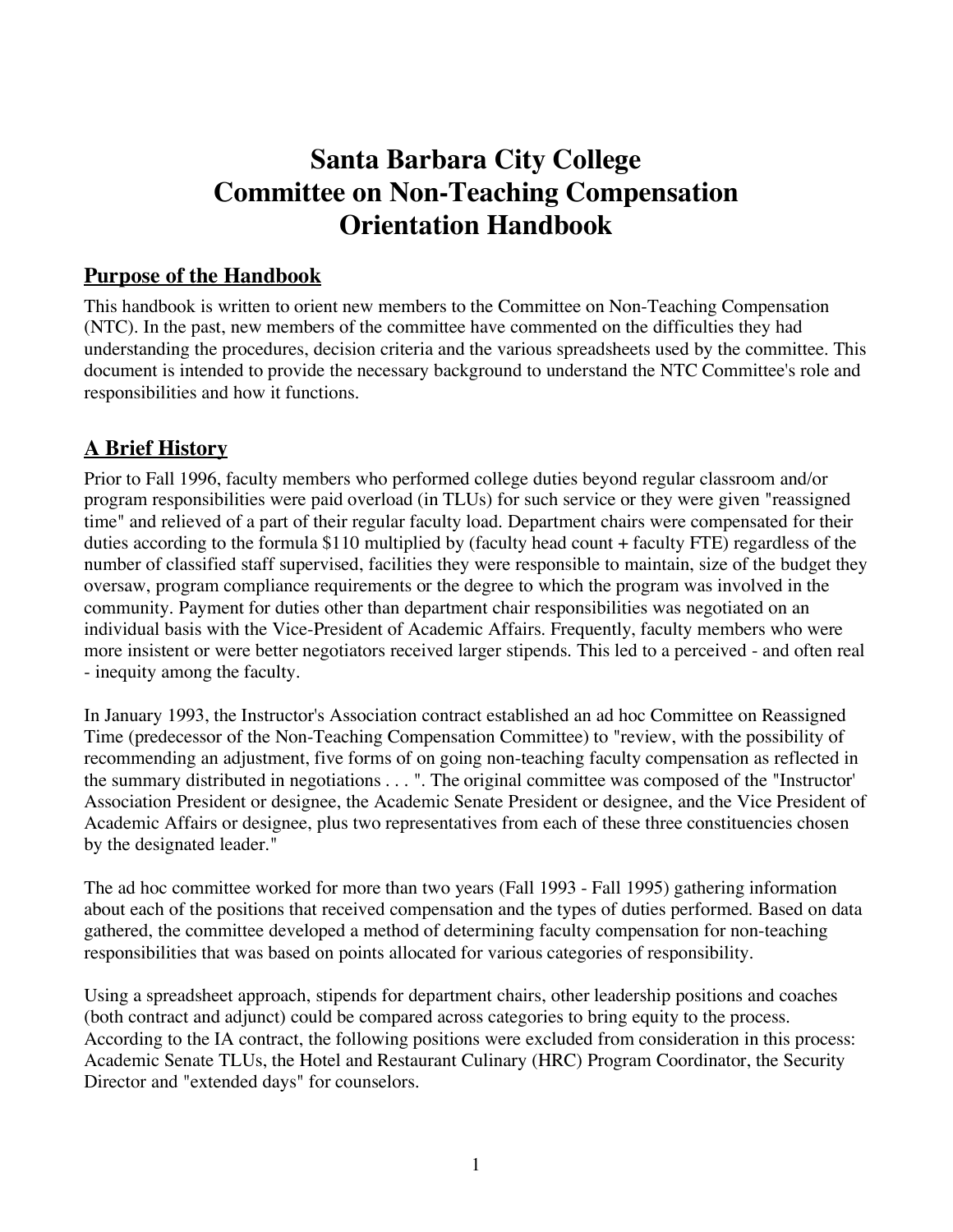# Santa Barbara City College
# Committee on Non-Teaching Compensation
# Orientation Handbook

## Purpose of the Handbook

This handbook is written to orient new members to the Committee on Non-Teaching Compensation (NTC). In the past, new members of the committee have commented on the difficulties they had understanding the procedures, decision criteria and the various spreadsheets used by the committee. This document is intended to provide the necessary background to understand the NTC Committee's role and responsibilities and how it functions.

## A Brief History

Prior to Fall 1996, faculty members who performed college duties beyond regular classroom and/or program responsibilities were paid overload (in TLUs) for such service or they were given "reassigned time" and relieved of a part of their regular faculty load. Department chairs were compensated for their duties according to the formula $110 multiplied by (faculty head count + faculty FTE) regardless of the number of classified staff supervised, facilities they were responsible to maintain, size of the budget they oversaw, program compliance requirements or the degree to which the program was involved in the community. Payment for duties other than department chair responsibilities was negotiated on an individual basis with the Vice-President of Academic Affairs. Frequently, faculty members who were more insistent or were better negotiators received larger stipends. This led to a perceived - and often real - inequity among the faculty.

In January 1993, the Instructor's Association contract established an ad hoc Committee on Reassigned Time (predecessor of the Non-Teaching Compensation Committee) to "review, with the possibility of recommending an adjustment, five forms of on going non-teaching faculty compensation as reflected in the summary distributed in negotiations . . . ". The original committee was composed of the "Instructor' Association President or designee, the Academic Senate President or designee, and the Vice President of Academic Affairs or designee, plus two representatives from each of these three constituencies chosen by the designated leader."

The ad hoc committee worked for more than two years (Fall 1993 - Fall 1995) gathering information about each of the positions that received compensation and the types of duties performed. Based on data gathered, the committee developed a method of determining faculty compensation for non-teaching responsibilities that was based on points allocated for various categories of responsibility.

Using a spreadsheet approach, stipends for department chairs, other leadership positions and coaches (both contract and adjunct) could be compared across categories to bring equity to the process. According to the IA contract, the following positions were excluded from consideration in this process: Academic Senate TLUs, the Hotel and Restaurant Culinary (HRC) Program Coordinator, the Security Director and "extended days" for counselors.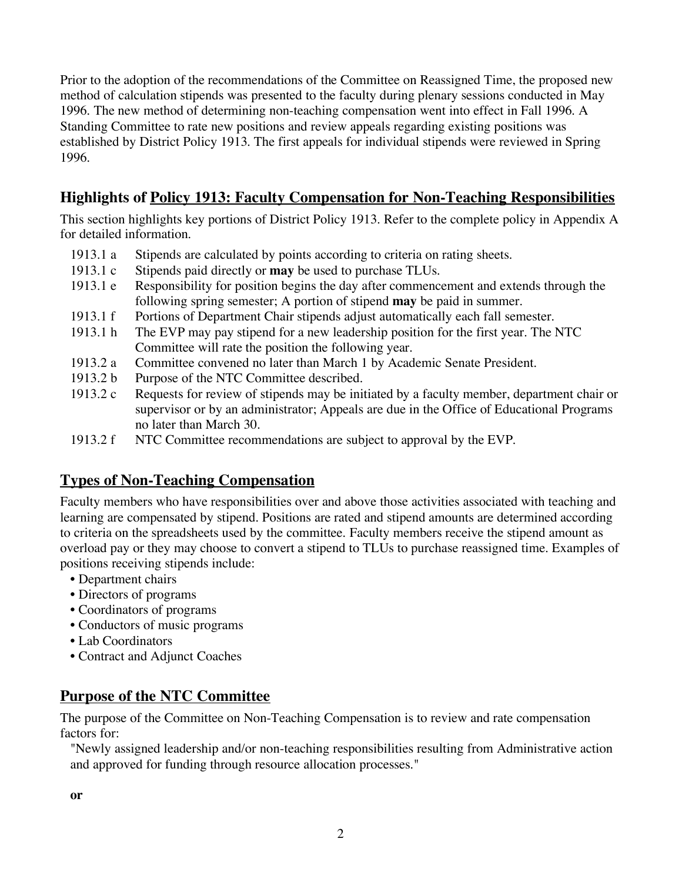Prior to the adoption of the recommendations of the Committee on Reassigned Time, the proposed new method of calculation stipends was presented to the faculty during plenary sessions conducted in May 1996. The new method of determining non-teaching compensation went into effect in Fall 1996. A Standing Committee to rate new positions and review appeals regarding existing positions was established by District Policy 1913. The first appeals for individual stipends were reviewed in Spring 1996.

## Highlights of Policy 1913: Faculty Compensation for Non-Teaching Responsibilities

This section highlights key portions of District Policy 1913. Refer to the complete policy in Appendix A for detailed information.

- 1913.1 a — Stipends are calculated by points according to criteria on rating sheets.
- 1913.1 c — Stipends paid directly or **may** be used to purchase TLUs.
- 1913.1 e — Responsibility for position begins the day after commencement and extends through the following spring semester; A portion of stipend **may** be paid in summer.
- 1913.1 f — Portions of Department Chair stipends adjust automatically each fall semester.
- 1913.1 h — The EVP may pay stipend for a new leadership position for the first year. The NTC Committee will rate the position the following year.
- 1913.2 a — Committee convened no later than March 1 by Academic Senate President.
- 1913.2 b — Purpose of the NTC Committee described.
- 1913.2 c — Requests for review of stipends may be initiated by a faculty member, department chair or supervisor or by an administrator; Appeals are due in the Office of Educational Programs no later than March 30.
- 1913.2 f — NTC Committee recommendations are subject to approval by the EVP.

## Types of Non-Teaching Compensation

Faculty members who have responsibilities over and above those activities associated with teaching and learning are compensated by stipend. Positions are rated and stipend amounts are determined according to criteria on the spreadsheets used by the committee. Faculty members receive the stipend amount as overload pay or they may choose to convert a stipend to TLUs to purchase reassigned time. Examples of positions receiving stipends include:

- Department chairs
- Directors of programs
- Coordinators of programs
- Conductors of music programs
- Lab Coordinators
- Contract and Adjunct Coaches

## Purpose of the NTC Committee

The purpose of the Committee on Non-Teaching Compensation is to review and rate compensation factors for:

"Newly assigned leadership and/or non-teaching responsibilities resulting from Administrative action and approved for funding through resource allocation processes."

**or**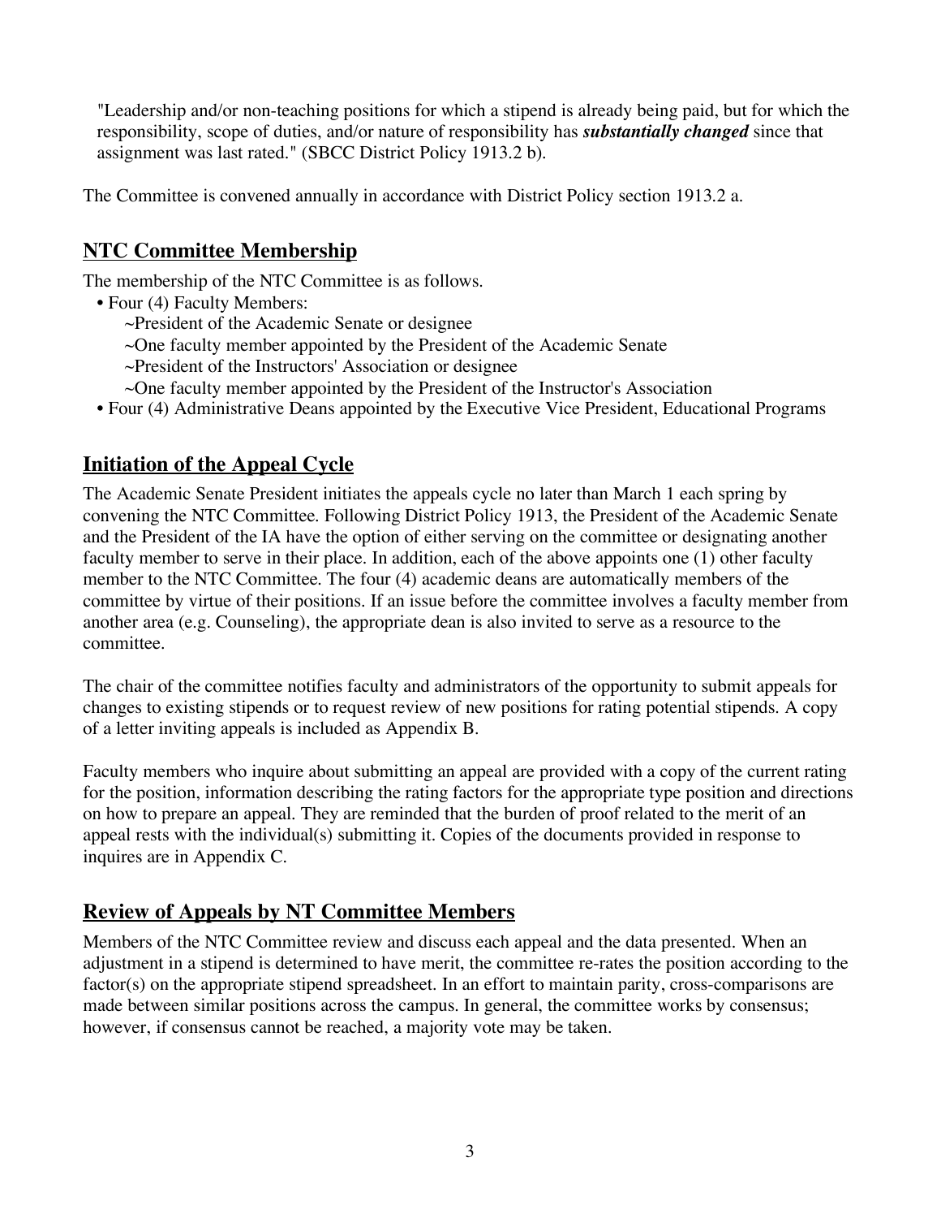"Leadership and/or non-teaching positions for which a stipend is already being paid, but for which the responsibility, scope of duties, and/or nature of responsibility has ***substantially changed*** since that assignment was last rated." (SBCC District Policy 1913.2 b).

The Committee is convened annually in accordance with District Policy section 1913.2 a.

## NTC Committee Membership

The membership of the NTC Committee is as follows.

- Four (4) Faculty Members:
  - ~President of the Academic Senate or designee
  - ~One faculty member appointed by the President of the Academic Senate
  - ~President of the Instructors' Association or designee
  - ~One faculty member appointed by the President of the Instructor's Association
- Four (4) Administrative Deans appointed by the Executive Vice President, Educational Programs

## Initiation of the Appeal Cycle

The Academic Senate President initiates the appeals cycle no later than March 1 each spring by convening the NTC Committee. Following District Policy 1913, the President of the Academic Senate and the President of the IA have the option of either serving on the committee or designating another faculty member to serve in their place. In addition, each of the above appoints one (1) other faculty member to the NTC Committee. The four (4) academic deans are automatically members of the committee by virtue of their positions. If an issue before the committee involves a faculty member from another area (e.g. Counseling), the appropriate dean is also invited to serve as a resource to the committee.

The chair of the committee notifies faculty and administrators of the opportunity to submit appeals for changes to existing stipends or to request review of new positions for rating potential stipends. A copy of a letter inviting appeals is included as Appendix B.

Faculty members who inquire about submitting an appeal are provided with a copy of the current rating for the position, information describing the rating factors for the appropriate type position and directions on how to prepare an appeal. They are reminded that the burden of proof related to the merit of an appeal rests with the individual(s) submitting it. Copies of the documents provided in response to inquires are in Appendix C.

## Review of Appeals by NT Committee Members

Members of the NTC Committee review and discuss each appeal and the data presented. When an adjustment in a stipend is determined to have merit, the committee re-rates the position according to the factor(s) on the appropriate stipend spreadsheet. In an effort to maintain parity, cross-comparisons are made between similar positions across the campus. In general, the committee works by consensus; however, if consensus cannot be reached, a majority vote may be taken.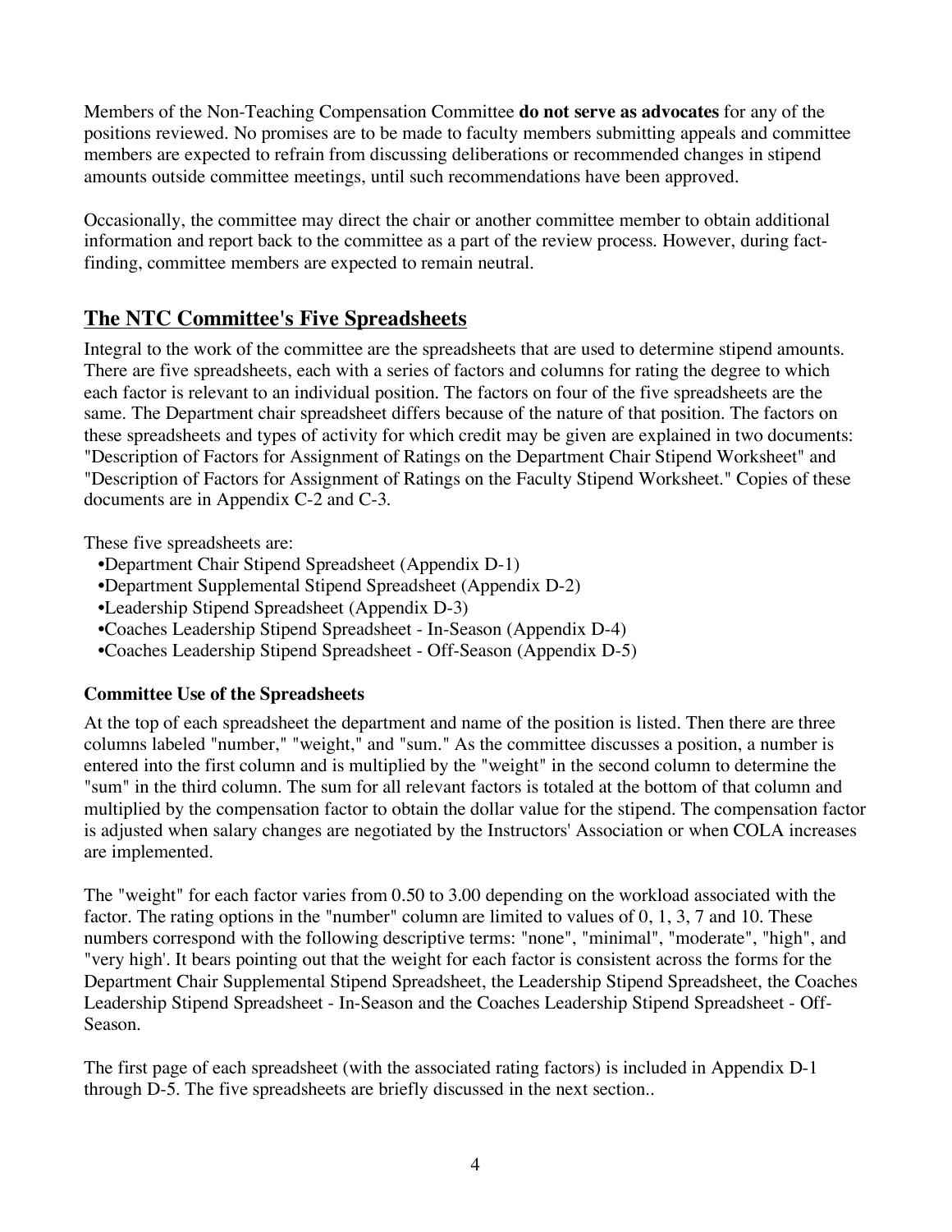Members of the Non-Teaching Compensation Committee **do not serve as advocates** for any of the positions reviewed. No promises are to be made to faculty members submitting appeals and committee members are expected to refrain from discussing deliberations or recommended changes in stipend amounts outside committee meetings, until such recommendations have been approved.

Occasionally, the committee may direct the chair or another committee member to obtain additional information and report back to the committee as a part of the review process. However, during fact-finding, committee members are expected to remain neutral.

## The NTC Committee's Five Spreadsheets

Integral to the work of the committee are the spreadsheets that are used to determine stipend amounts. There are five spreadsheets, each with a series of factors and columns for rating the degree to which each factor is relevant to an individual position. The factors on four of the five spreadsheets are the same. The Department chair spreadsheet differs because of the nature of that position. The factors on these spreadsheets and types of activity for which credit may be given are explained in two documents: "Description of Factors for Assignment of Ratings on the Department Chair Stipend Worksheet" and "Description of Factors for Assignment of Ratings on the Faculty Stipend Worksheet." Copies of these documents are in Appendix C-2 and C-3.

These five spreadsheets are:

- Department Chair Stipend Spreadsheet (Appendix D-1)
- Department Supplemental Stipend Spreadsheet (Appendix D-2)
- Leadership Stipend Spreadsheet (Appendix D-3)
- Coaches Leadership Stipend Spreadsheet - In-Season (Appendix D-4)
- Coaches Leadership Stipend Spreadsheet - Off-Season (Appendix D-5)

### Committee Use of the Spreadsheets

At the top of each spreadsheet the department and name of the position is listed. Then there are three columns labeled "number," "weight," and "sum." As the committee discusses a position, a number is entered into the first column and is multiplied by the "weight" in the second column to determine the "sum" in the third column. The sum for all relevant factors is totaled at the bottom of that column and multiplied by the compensation factor to obtain the dollar value for the stipend. The compensation factor is adjusted when salary changes are negotiated by the Instructors' Association or when COLA increases are implemented.

The "weight" for each factor varies from 0.50 to 3.00 depending on the workload associated with the factor. The rating options in the "number" column are limited to values of 0, 1, 3, 7 and 10. These numbers correspond with the following descriptive terms: "none", "minimal", "moderate", "high", and "very high'. It bears pointing out that the weight for each factor is consistent across the forms for the Department Chair Supplemental Stipend Spreadsheet, the Leadership Stipend Spreadsheet, the Coaches Leadership Stipend Spreadsheet - In-Season and the Coaches Leadership Stipend Spreadsheet - Off-Season.

The first page of each spreadsheet (with the associated rating factors) is included in Appendix D-1 through D-5. The five spreadsheets are briefly discussed in the next section..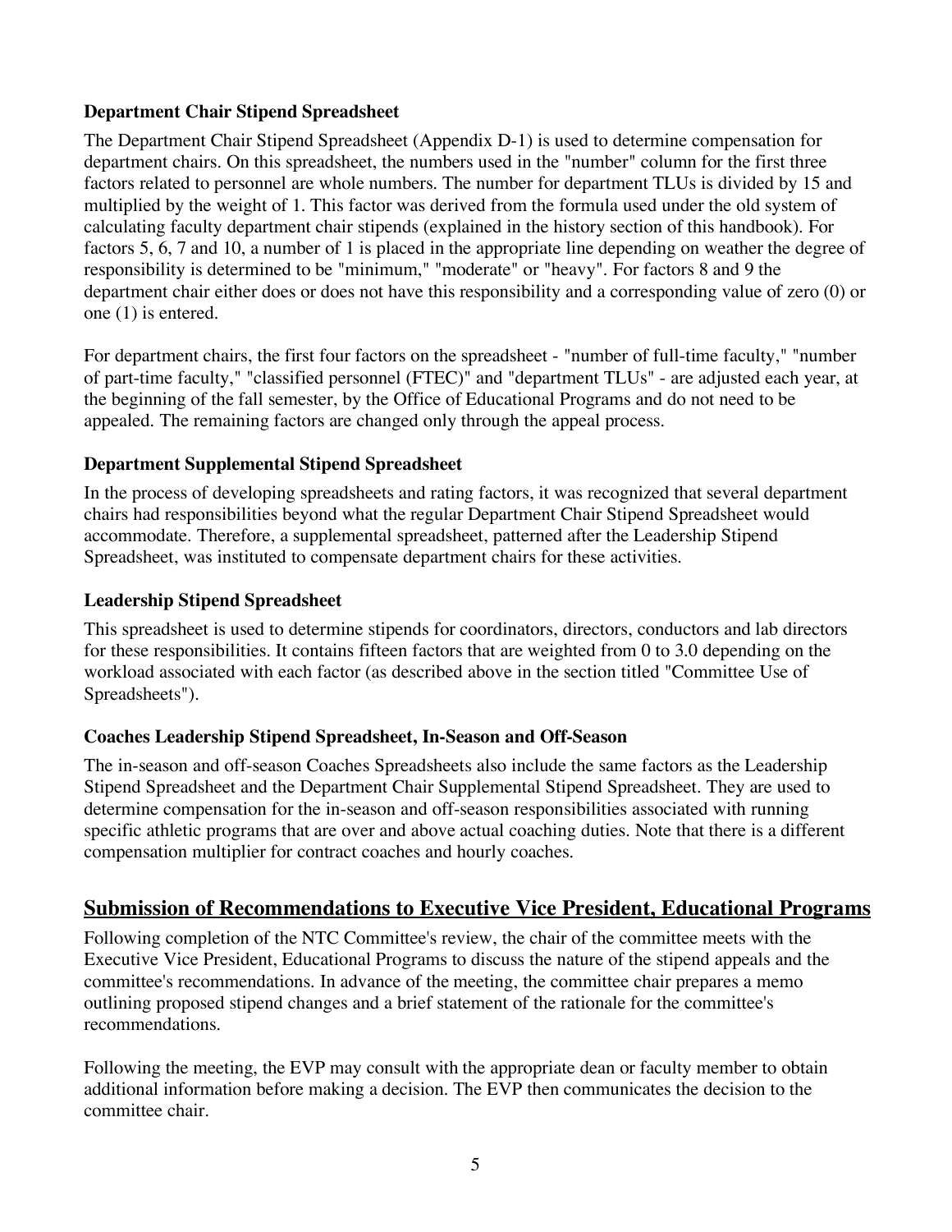### Department Chair Stipend Spreadsheet

The Department Chair Stipend Spreadsheet (Appendix D-1) is used to determine compensation for department chairs. On this spreadsheet, the numbers used in the "number" column for the first three factors related to personnel are whole numbers. The number for department TLUs is divided by 15 and multiplied by the weight of 1. This factor was derived from the formula used under the old system of calculating faculty department chair stipends (explained in the history section of this handbook). For factors 5, 6, 7 and 10, a number of 1 is placed in the appropriate line depending on weather the degree of responsibility is determined to be "minimum," "moderate" or "heavy". For factors 8 and 9 the department chair either does or does not have this responsibility and a corresponding value of zero (0) or one (1) is entered.

For department chairs, the first four factors on the spreadsheet - "number of full-time faculty," "number of part-time faculty," "classified personnel (FTEC)" and "department TLUs" - are adjusted each year, at the beginning of the fall semester, by the Office of Educational Programs and do not need to be appealed. The remaining factors are changed only through the appeal process.

### Department Supplemental Stipend Spreadsheet

In the process of developing spreadsheets and rating factors, it was recognized that several department chairs had responsibilities beyond what the regular Department Chair Stipend Spreadsheet would accommodate. Therefore, a supplemental spreadsheet, patterned after the Leadership Stipend Spreadsheet, was instituted to compensate department chairs for these activities.

### Leadership Stipend Spreadsheet

This spreadsheet is used to determine stipends for coordinators, directors, conductors and lab directors for these responsibilities. It contains fifteen factors that are weighted from 0 to 3.0 depending on the workload associated with each factor (as described above in the section titled "Committee Use of Spreadsheets").

### Coaches Leadership Stipend Spreadsheet, In-Season and Off-Season

The in-season and off-season Coaches Spreadsheets also include the same factors as the Leadership Stipend Spreadsheet and the Department Chair Supplemental Stipend Spreadsheet. They are used to determine compensation for the in-season and off-season responsibilities associated with running specific athletic programs that are over and above actual coaching duties. Note that there is a different compensation multiplier for contract coaches and hourly coaches.

## Submission of Recommendations to Executive Vice President, Educational Programs

Following completion of the NTC Committee's review, the chair of the committee meets with the Executive Vice President, Educational Programs to discuss the nature of the stipend appeals and the committee's recommendations. In advance of the meeting, the committee chair prepares a memo outlining proposed stipend changes and a brief statement of the rationale for the committee's recommendations.

Following the meeting, the EVP may consult with the appropriate dean or faculty member to obtain additional information before making a decision. The EVP then communicates the decision to the committee chair.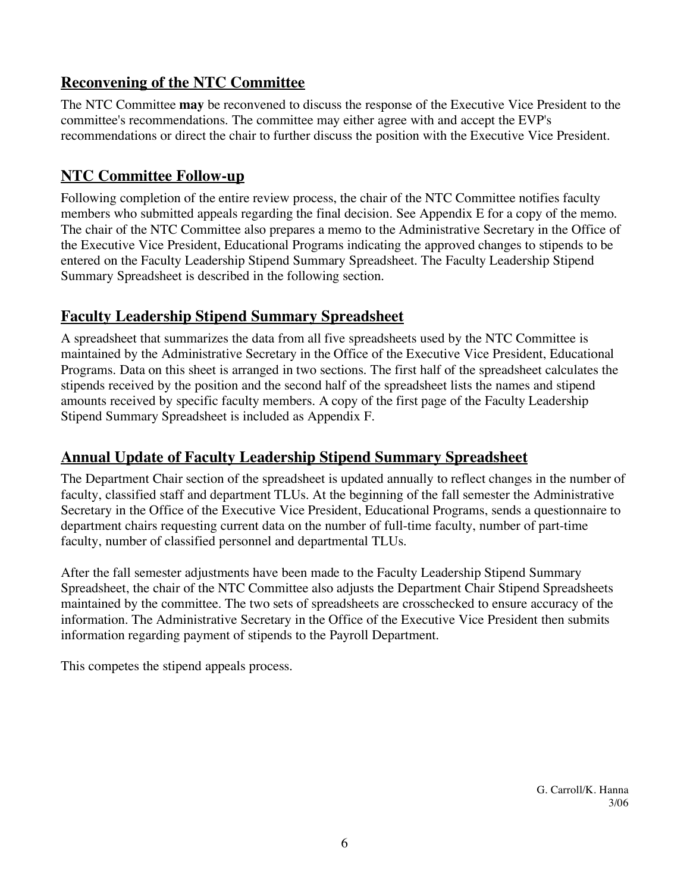## Reconvening of the NTC Committee

The NTC Committee **may** be reconvened to discuss the response of the Executive Vice President to the committee's recommendations. The committee may either agree with and accept the EVP's recommendations or direct the chair to further discuss the position with the Executive Vice President.

## NTC Committee Follow-up

Following completion of the entire review process, the chair of the NTC Committee notifies faculty members who submitted appeals regarding the final decision. See Appendix E for a copy of the memo. The chair of the NTC Committee also prepares a memo to the Administrative Secretary in the Office of the Executive Vice President, Educational Programs indicating the approved changes to stipends to be entered on the Faculty Leadership Stipend Summary Spreadsheet. The Faculty Leadership Stipend Summary Spreadsheet is described in the following section.

## Faculty Leadership Stipend Summary Spreadsheet

A spreadsheet that summarizes the data from all five spreadsheets used by the NTC Committee is maintained by the Administrative Secretary in the Office of the Executive Vice President, Educational Programs. Data on this sheet is arranged in two sections. The first half of the spreadsheet calculates the stipends received by the position and the second half of the spreadsheet lists the names and stipend amounts received by specific faculty members. A copy of the first page of the Faculty Leadership Stipend Summary Spreadsheet is included as Appendix F.

## Annual Update of Faculty Leadership Stipend Summary Spreadsheet

The Department Chair section of the spreadsheet is updated annually to reflect changes in the number of faculty, classified staff and department TLUs. At the beginning of the fall semester the Administrative Secretary in the Office of the Executive Vice President, Educational Programs, sends a questionnaire to department chairs requesting current data on the number of full-time faculty, number of part-time faculty, number of classified personnel and departmental TLUs.

After the fall semester adjustments have been made to the Faculty Leadership Stipend Summary Spreadsheet, the chair of the NTC Committee also adjusts the Department Chair Stipend Spreadsheets maintained by the committee. The two sets of spreadsheets are crosschecked to ensure accuracy of the information. The Administrative Secretary in the Office of the Executive Vice President then submits information regarding payment of stipends to the Payroll Department.

This competes the stipend appeals process.

G. Carroll/K. Hanna
3/06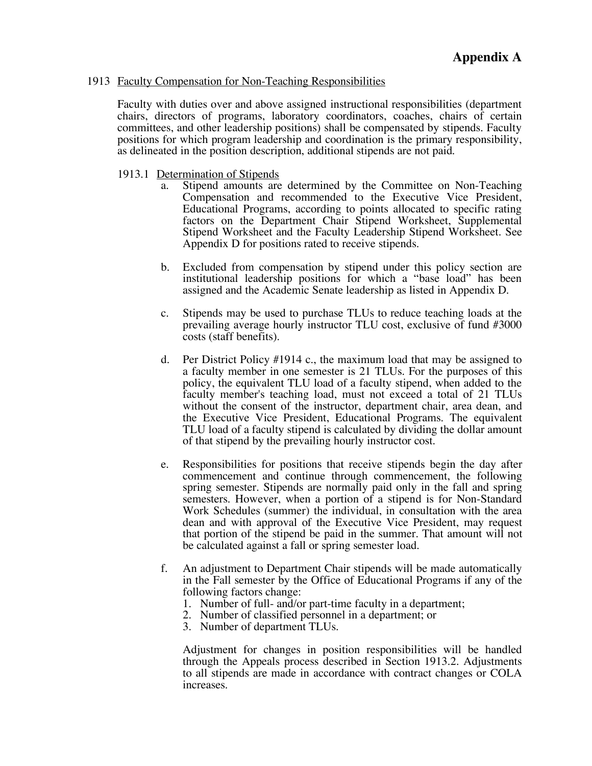# Appendix A

## 1913 Faculty Compensation for Non-Teaching Responsibilities

Faculty with duties over and above assigned instructional responsibilities (department chairs, directors of programs, laboratory coordinators, coaches, chairs of certain committees, and other leadership positions) shall be compensated by stipends. Faculty positions for which program leadership and coordination is the primary responsibility, as delineated in the position description, additional stipends are not paid.

### 1913.1 Determination of Stipends

a. Stipend amounts are determined by the Committee on Non-Teaching Compensation and recommended to the Executive Vice President, Educational Programs, according to points allocated to specific rating factors on the Department Chair Stipend Worksheet, Supplemental Stipend Worksheet and the Faculty Leadership Stipend Worksheet. See Appendix D for positions rated to receive stipends.

b. Excluded from compensation by stipend under this policy section are institutional leadership positions for which a "base load" has been assigned and the Academic Senate leadership as listed in Appendix D.

c. Stipends may be used to purchase TLUs to reduce teaching loads at the prevailing average hourly instructor TLU cost, exclusive of fund #3000 costs (staff benefits).

d. Per District Policy #1914 c., the maximum load that may be assigned to a faculty member in one semester is 21 TLUs. For the purposes of this policy, the equivalent TLU load of a faculty stipend, when added to the faculty member's teaching load, must not exceed a total of 21 TLUs without the consent of the instructor, department chair, area dean, and the Executive Vice President, Educational Programs. The equivalent TLU load of a faculty stipend is calculated by dividing the dollar amount of that stipend by the prevailing hourly instructor cost.

e. Responsibilities for positions that receive stipends begin the day after commencement and continue through commencement, the following spring semester. Stipends are normally paid only in the fall and spring semesters. However, when a portion of a stipend is for Non-Standard Work Schedules (summer) the individual, in consultation with the area dean and with approval of the Executive Vice President, may request that portion of the stipend be paid in the summer. That amount will not be calculated against a fall or spring semester load.

f. An adjustment to Department Chair stipends will be made automatically in the Fall semester by the Office of Educational Programs if any of the following factors change:
   1. Number of full- and/or part-time faculty in a department;
   2. Number of classified personnel in a department; or
   3. Number of department TLUs.

   Adjustment for changes in position responsibilities will be handled through the Appeals process described in Section 1913.2. Adjustments to all stipends are made in accordance with contract changes or COLA increases.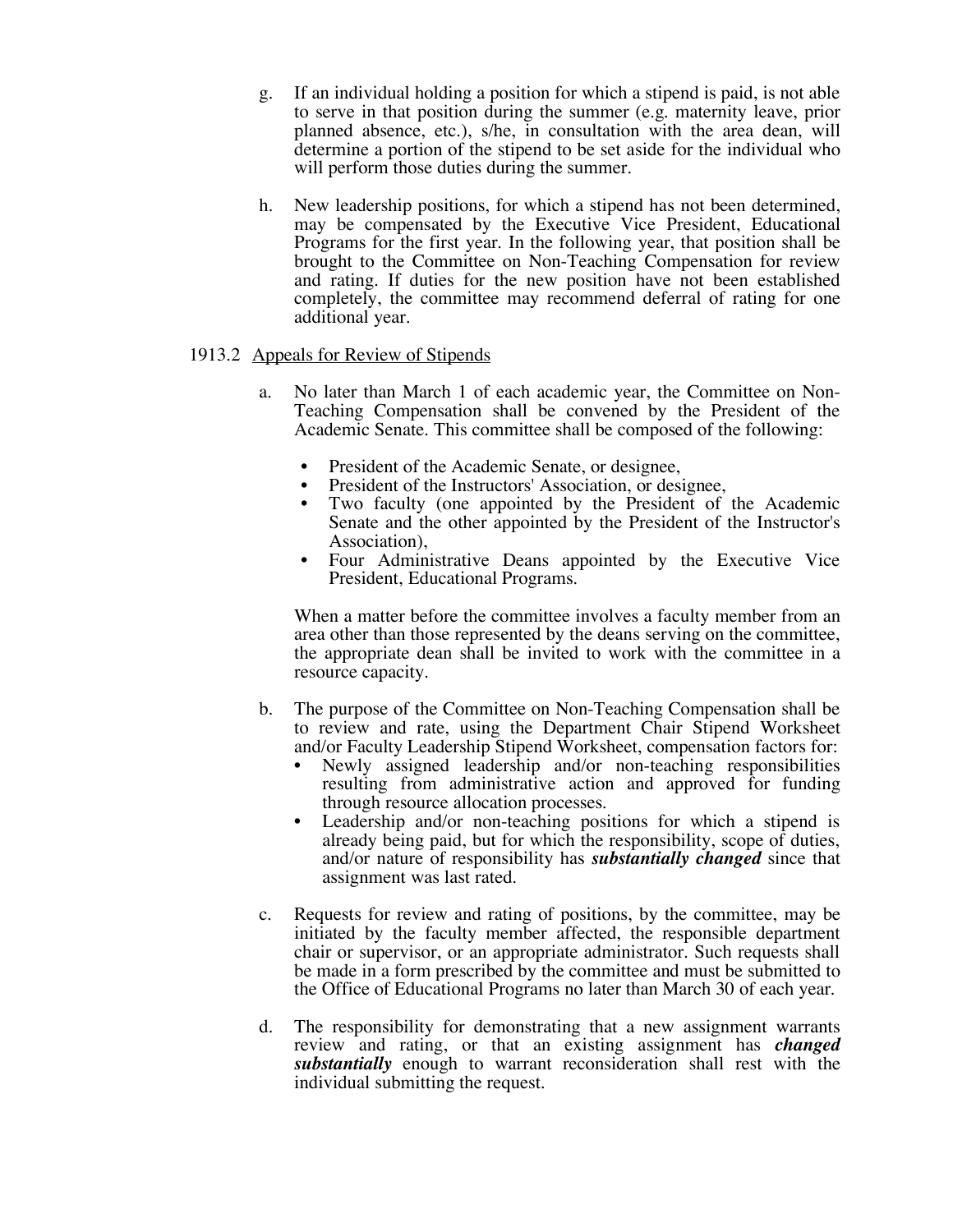g. If an individual holding a position for which a stipend is paid, is not able to serve in that position during the summer (e.g. maternity leave, prior planned absence, etc.), s/he, in consultation with the area dean, will determine a portion of the stipend to be set aside for the individual who will perform those duties during the summer.

h. New leadership positions, for which a stipend has not been determined, may be compensated by the Executive Vice President, Educational Programs for the first year. In the following year, that position shall be brought to the Committee on Non-Teaching Compensation for review and rating. If duties for the new position have not been established completely, the committee may recommend deferral of rating for one additional year.

1913.2 <u>Appeals for Review of Stipends</u>

a. No later than March 1 of each academic year, the Committee on Non-Teaching Compensation shall be convened by the President of the Academic Senate. This committee shall be composed of the following:

- President of the Academic Senate, or designee,
- President of the Instructors' Association, or designee,
- Two faculty (one appointed by the President of the Academic Senate and the other appointed by the President of the Instructor's Association),
- Four Administrative Deans appointed by the Executive Vice President, Educational Programs.

When a matter before the committee involves a faculty member from an area other than those represented by the deans serving on the committee, the appropriate dean shall be invited to work with the committee in a resource capacity.

b. The purpose of the Committee on Non-Teaching Compensation shall be to review and rate, using the Department Chair Stipend Worksheet and/or Faculty Leadership Stipend Worksheet, compensation factors for:
   - Newly assigned leadership and/or non-teaching responsibilities resulting from administrative action and approved for funding through resource allocation processes.
   - Leadership and/or non-teaching positions for which a stipend is already being paid, but for which the responsibility, scope of duties, and/or nature of responsibility has ***substantially changed*** since that assignment was last rated.

c. Requests for review and rating of positions, by the committee, may be initiated by the faculty member affected, the responsible department chair or supervisor, or an appropriate administrator. Such requests shall be made in a form prescribed by the committee and must be submitted to the Office of Educational Programs no later than March 30 of each year.

d. The responsibility for demonstrating that a new assignment warrants review and rating, or that an existing assignment has ***changed substantially*** enough to warrant reconsideration shall rest with the individual submitting the request.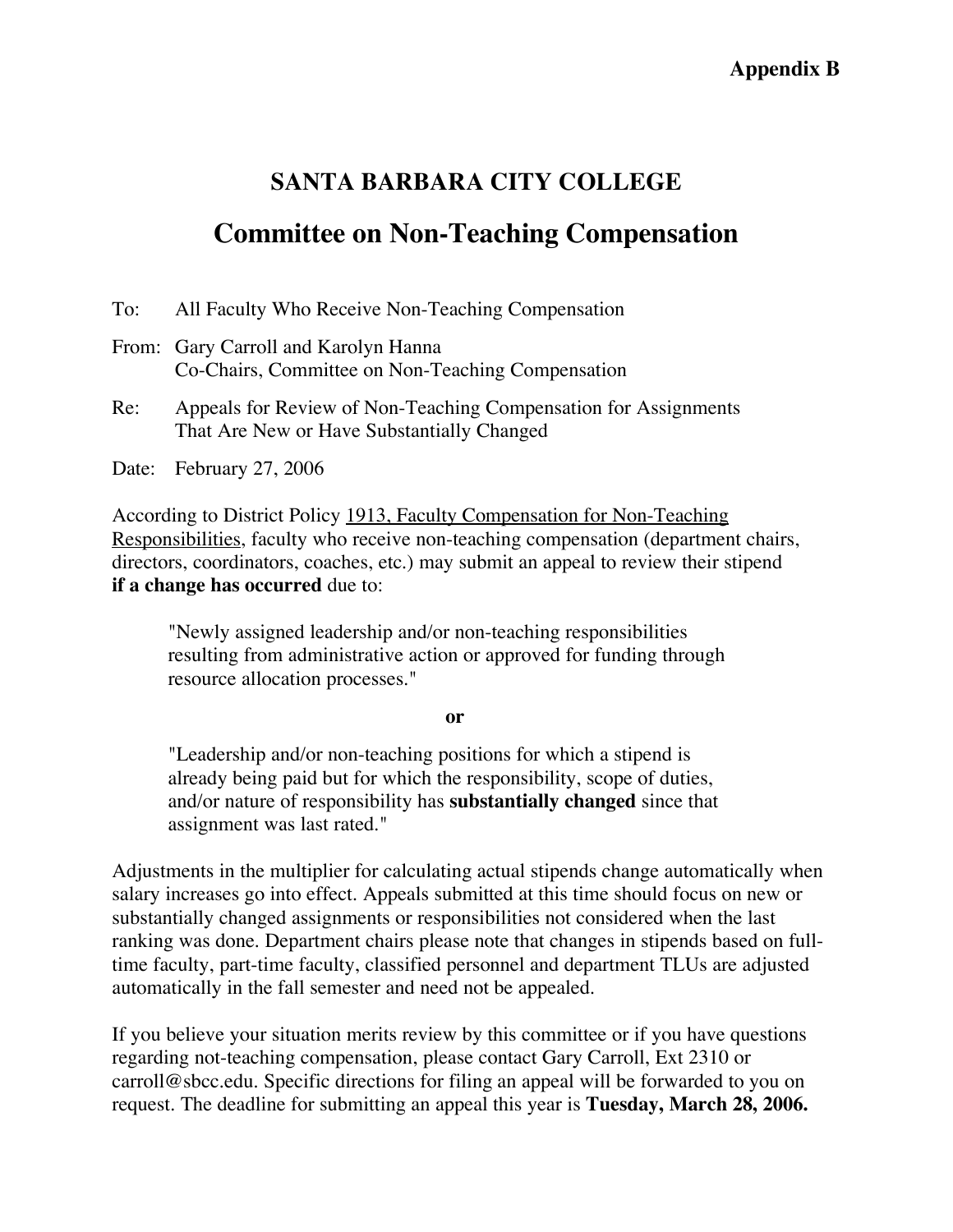**Appendix B**

# SANTA BARBARA CITY COLLEGE

## Committee on Non-Teaching Compensation

To: All Faculty Who Receive Non-Teaching Compensation

From: Gary Carroll and Karolyn Hanna
Co-Chairs, Committee on Non-Teaching Compensation

Re: Appeals for Review of Non-Teaching Compensation for Assignments That Are New or Have Substantially Changed

Date: February 27, 2006

According to District Policy <u>1913, Faculty Compensation for Non-Teaching Responsibilities</u>, faculty who receive non-teaching compensation (department chairs, directors, coordinators, coaches, etc.) may submit an appeal to review their stipend **if a change has occurred** due to:

> "Newly assigned leadership and/or non-teaching responsibilities resulting from administrative action or approved for funding through resource allocation processes."
>
> **or**
>
> "Leadership and/or non-teaching positions for which a stipend is already being paid but for which the responsibility, scope of duties, and/or nature of responsibility has **substantially changed** since that assignment was last rated."

Adjustments in the multiplier for calculating actual stipends change automatically when salary increases go into effect. Appeals submitted at this time should focus on new or substantially changed assignments or responsibilities not considered when the last ranking was done. Department chairs please note that changes in stipends based on full-time faculty, part-time faculty, classified personnel and department TLUs are adjusted automatically in the fall semester and need not be appealed.

If you believe your situation merits review by this committee or if you have questions regarding not-teaching compensation, please contact Gary Carroll, Ext 2310 or carroll@sbcc.edu. Specific directions for filing an appeal will be forwarded to you on request. The deadline for submitting an appeal this year is **Tuesday, March 28, 2006.**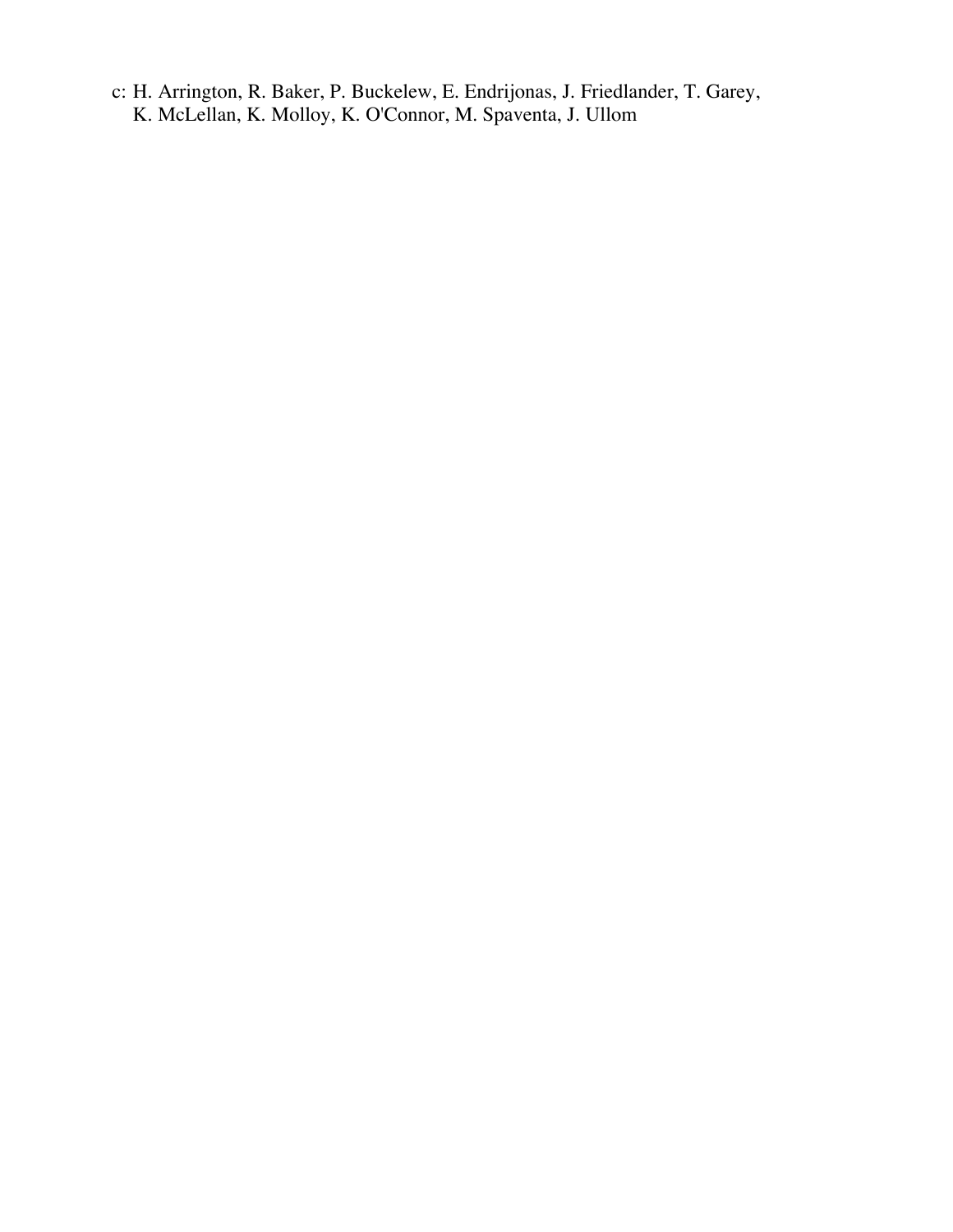c: H. Arrington, R. Baker, P. Buckelew, E. Endrijonas, J. Friedlander, T. Garey,
K. McLellan, K. Molloy, K. O'Connor, M. Spaventa, J. Ullom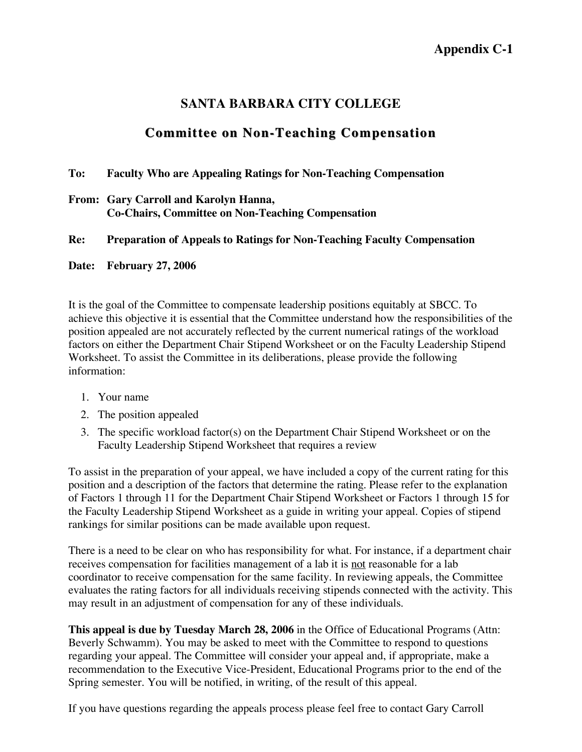**Appendix C-1**

# SANTA BARBARA CITY COLLEGE

## Committee on Non-Teaching Compensation

**To:** **Faculty Who are Appealing Ratings for Non-Teaching Compensation**

**From:** **Gary Carroll and Karolyn Hanna, Co-Chairs, Committee on Non-Teaching Compensation**

**Re:** **Preparation of Appeals to Ratings for Non-Teaching Faculty Compensation**

**Date:** **February 27, 2006**

It is the goal of the Committee to compensate leadership positions equitably at SBCC. To achieve this objective it is essential that the Committee understand how the responsibilities of the position appealed are not accurately reflected by the current numerical ratings of the workload factors on either the Department Chair Stipend Worksheet or on the Faculty Leadership Stipend Worksheet. To assist the Committee in its deliberations, please provide the following information:

1. Your name
2. The position appealed
3. The specific workload factor(s) on the Department Chair Stipend Worksheet or on the Faculty Leadership Stipend Worksheet that requires a review

To assist in the preparation of your appeal, we have included a copy of the current rating for this position and a description of the factors that determine the rating. Please refer to the explanation of Factors 1 through 11 for the Department Chair Stipend Worksheet or Factors 1 through 15 for the Faculty Leadership Stipend Worksheet as a guide in writing your appeal. Copies of stipend rankings for similar positions can be made available upon request.

There is a need to be clear on who has responsibility for what. For instance, if a department chair receives compensation for facilities management of a lab it is <u>not</u> reasonable for a lab coordinator to receive compensation for the same facility. In reviewing appeals, the Committee evaluates the rating factors for all individuals receiving stipends connected with the activity. This may result in an adjustment of compensation for any of these individuals.

**This appeal is due by Tuesday March 28, 2006** in the Office of Educational Programs (Attn: Beverly Schwamm). You may be asked to meet with the Committee to respond to questions regarding your appeal. The Committee will consider your appeal and, if appropriate, make a recommendation to the Executive Vice-President, Educational Programs prior to the end of the Spring semester. You will be notified, in writing, of the result of this appeal.

If you have questions regarding the appeals process please feel free to contact Gary Carroll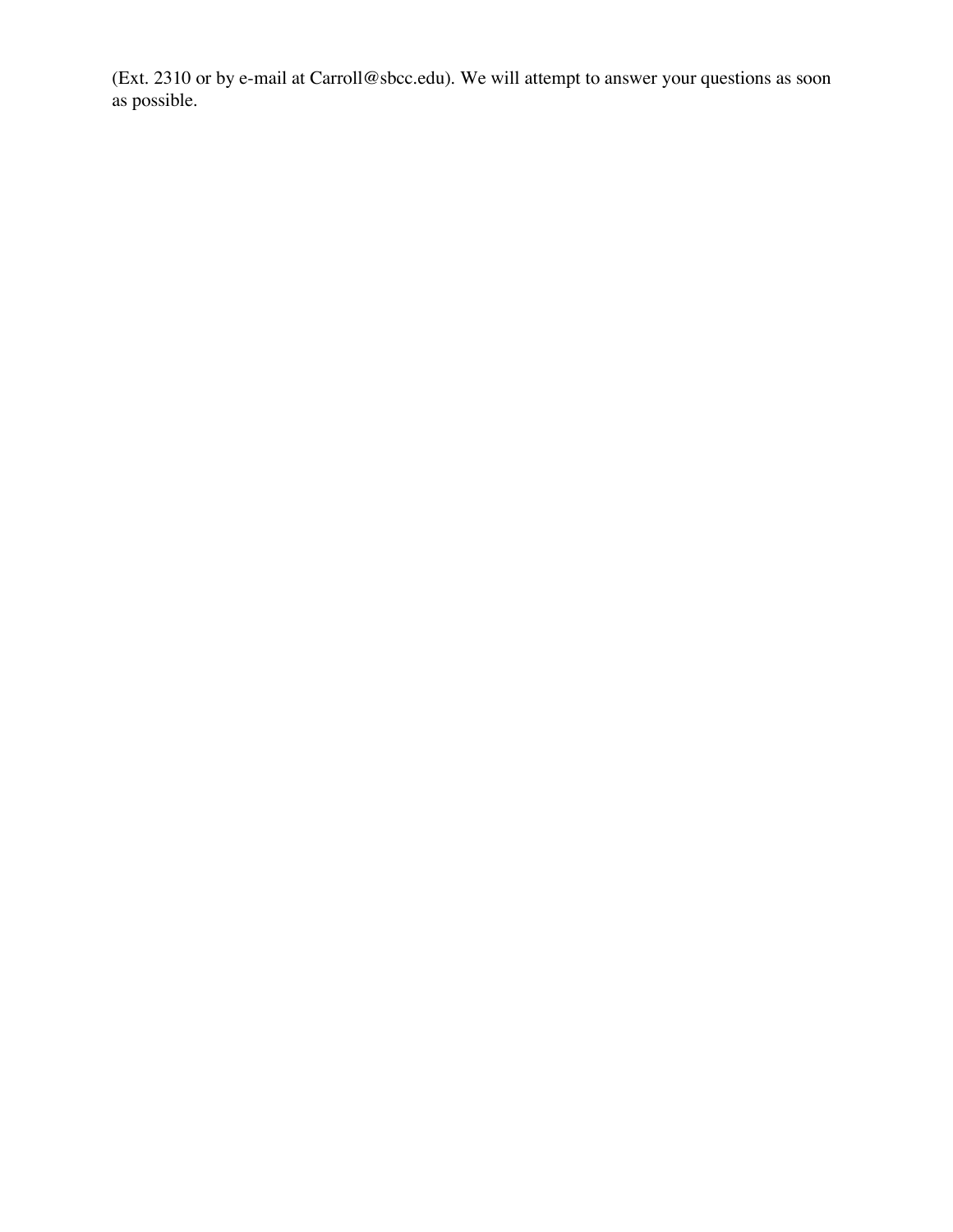(Ext. 2310 or by e-mail at Carroll@sbcc.edu). We will attempt to answer your questions as soon as possible.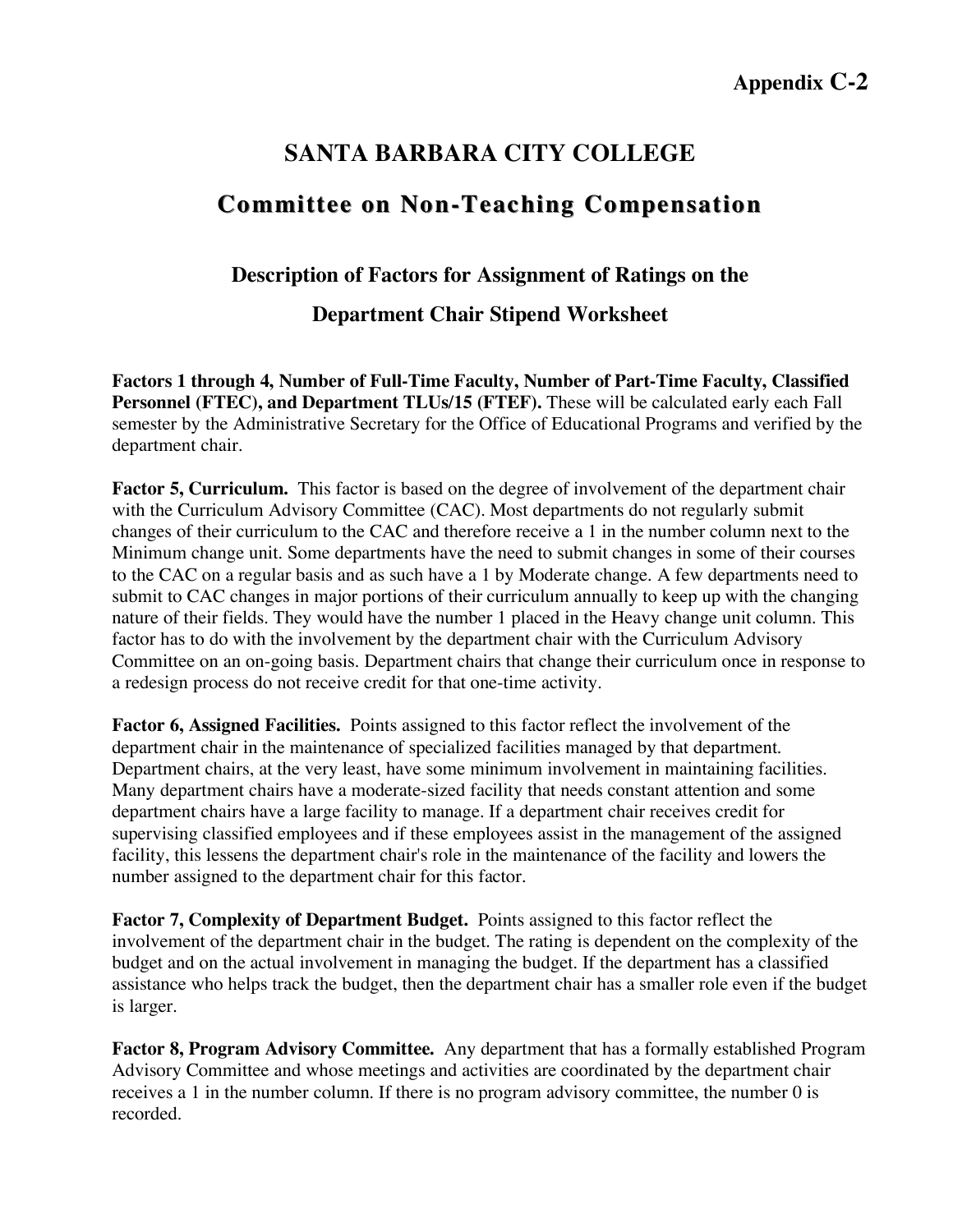**Appendix C-2**

# SANTA BARBARA CITY COLLEGE

## Committee on Non-Teaching Compensation

### Description of Factors for Assignment of Ratings on the Department Chair Stipend Worksheet

**Factors 1 through 4, Number of Full-Time Faculty, Number of Part-Time Faculty, Classified Personnel (FTEC), and Department TLUs/15 (FTEF).** These will be calculated early each Fall semester by the Administrative Secretary for the Office of Educational Programs and verified by the department chair.

**Factor 5, Curriculum.** This factor is based on the degree of involvement of the department chair with the Curriculum Advisory Committee (CAC). Most departments do not regularly submit changes of their curriculum to the CAC and therefore receive a 1 in the number column next to the Minimum change unit. Some departments have the need to submit changes in some of their courses to the CAC on a regular basis and as such have a 1 by Moderate change. A few departments need to submit to CAC changes in major portions of their curriculum annually to keep up with the changing nature of their fields. They would have the number 1 placed in the Heavy change unit column. This factor has to do with the involvement by the department chair with the Curriculum Advisory Committee on an on-going basis. Department chairs that change their curriculum once in response to a redesign process do not receive credit for that one-time activity.

**Factor 6, Assigned Facilities.** Points assigned to this factor reflect the involvement of the department chair in the maintenance of specialized facilities managed by that department. Department chairs, at the very least, have some minimum involvement in maintaining facilities. Many department chairs have a moderate-sized facility that needs constant attention and some department chairs have a large facility to manage. If a department chair receives credit for supervising classified employees and if these employees assist in the management of the assigned facility, this lessens the department chair's role in the maintenance of the facility and lowers the number assigned to the department chair for this factor.

**Factor 7, Complexity of Department Budget.** Points assigned to this factor reflect the involvement of the department chair in the budget. The rating is dependent on the complexity of the budget and on the actual involvement in managing the budget. If the department has a classified assistance who helps track the budget, then the department chair has a smaller role even if the budget is larger.

**Factor 8, Program Advisory Committee.** Any department that has a formally established Program Advisory Committee and whose meetings and activities are coordinated by the department chair receives a 1 in the number column. If there is no program advisory committee, the number 0 is recorded.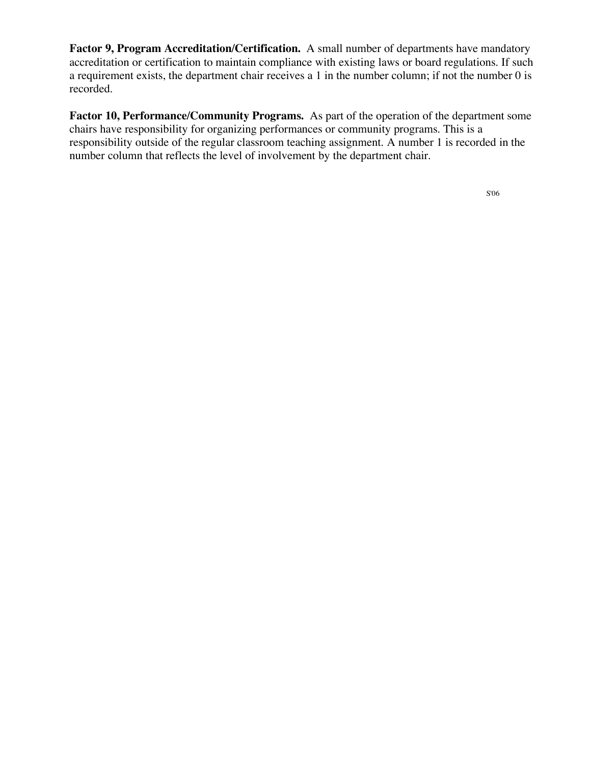**Factor 9, Program Accreditation/Certification.** A small number of departments have mandatory accreditation or certification to maintain compliance with existing laws or board regulations. If such a requirement exists, the department chair receives a 1 in the number column; if not the number 0 is recorded.

**Factor 10, Performance/Community Programs.** As part of the operation of the department some chairs have responsibility for organizing performances or community programs. This is a responsibility outside of the regular classroom teaching assignment. A number 1 is recorded in the number column that reflects the level of involvement by the department chair.

S'06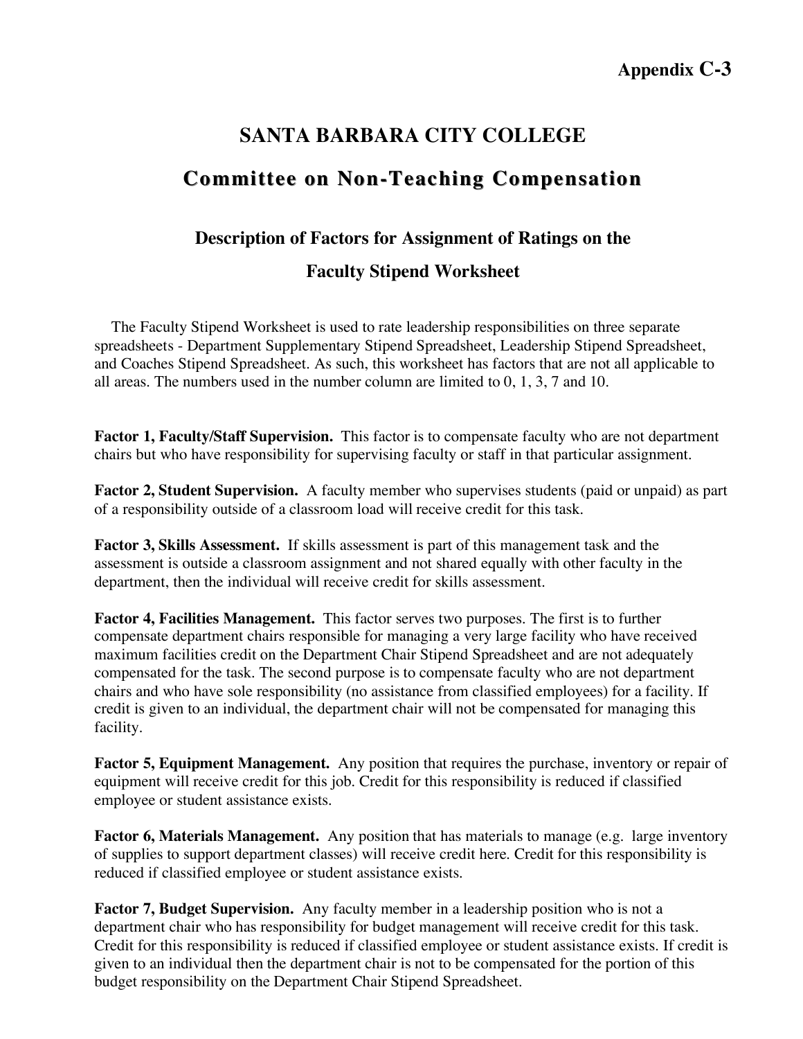**Appendix C-3**

# SANTA BARBARA CITY COLLEGE

## Committee on Non-Teaching Compensation

### Description of Factors for Assignment of Ratings on the Faculty Stipend Worksheet

The Faculty Stipend Worksheet is used to rate leadership responsibilities on three separate spreadsheets - Department Supplementary Stipend Spreadsheet, Leadership Stipend Spreadsheet, and Coaches Stipend Spreadsheet. As such, this worksheet has factors that are not all applicable to all areas. The numbers used in the number column are limited to 0, 1, 3, 7 and 10.

**Factor 1, Faculty/Staff Supervision.** This factor is to compensate faculty who are not department chairs but who have responsibility for supervising faculty or staff in that particular assignment.

**Factor 2, Student Supervision.** A faculty member who supervises students (paid or unpaid) as part of a responsibility outside of a classroom load will receive credit for this task.

**Factor 3, Skills Assessment.** If skills assessment is part of this management task and the assessment is outside a classroom assignment and not shared equally with other faculty in the department, then the individual will receive credit for skills assessment.

**Factor 4, Facilities Management.** This factor serves two purposes. The first is to further compensate department chairs responsible for managing a very large facility who have received maximum facilities credit on the Department Chair Stipend Spreadsheet and are not adequately compensated for the task. The second purpose is to compensate faculty who are not department chairs and who have sole responsibility (no assistance from classified employees) for a facility. If credit is given to an individual, the department chair will not be compensated for managing this facility.

**Factor 5, Equipment Management.** Any position that requires the purchase, inventory or repair of equipment will receive credit for this job. Credit for this responsibility is reduced if classified employee or student assistance exists.

**Factor 6, Materials Management.** Any position that has materials to manage (e.g. large inventory of supplies to support department classes) will receive credit here. Credit for this responsibility is reduced if classified employee or student assistance exists.

**Factor 7, Budget Supervision.** Any faculty member in a leadership position who is not a department chair who has responsibility for budget management will receive credit for this task. Credit for this responsibility is reduced if classified employee or student assistance exists. If credit is given to an individual then the department chair is not to be compensated for the portion of this budget responsibility on the Department Chair Stipend Spreadsheet.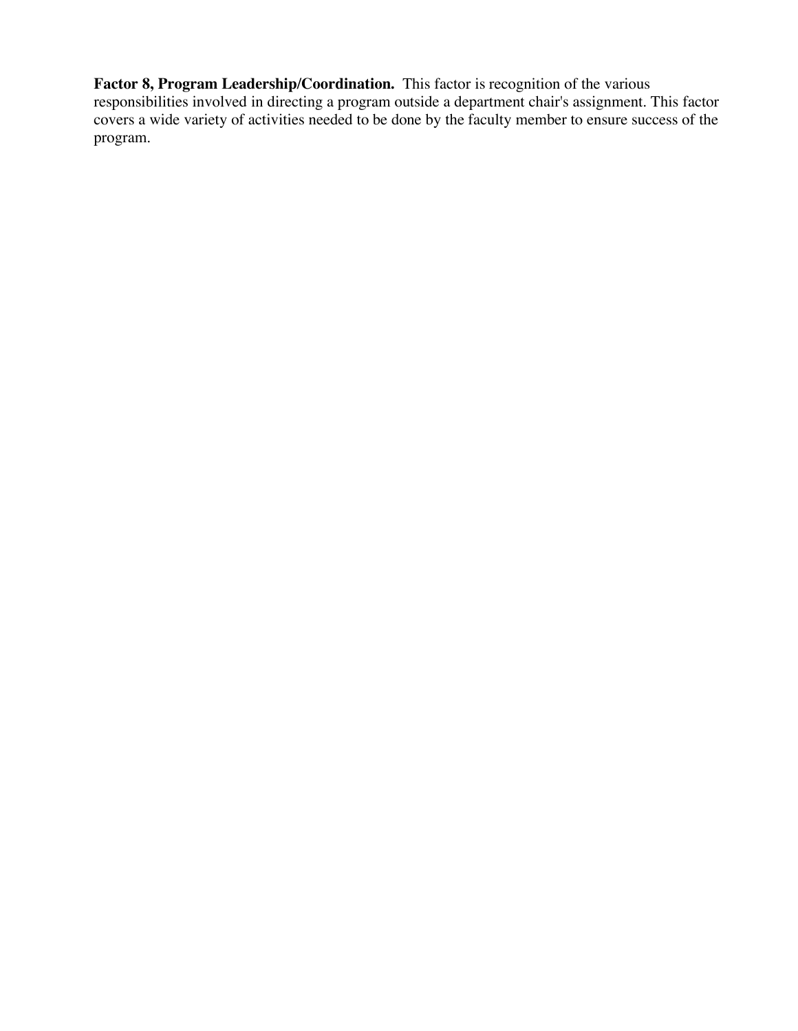**Factor 8, Program Leadership/Coordination.** This factor is recognition of the various responsibilities involved in directing a program outside a department chair's assignment. This factor covers a wide variety of activities needed to be done by the faculty member to ensure success of the program.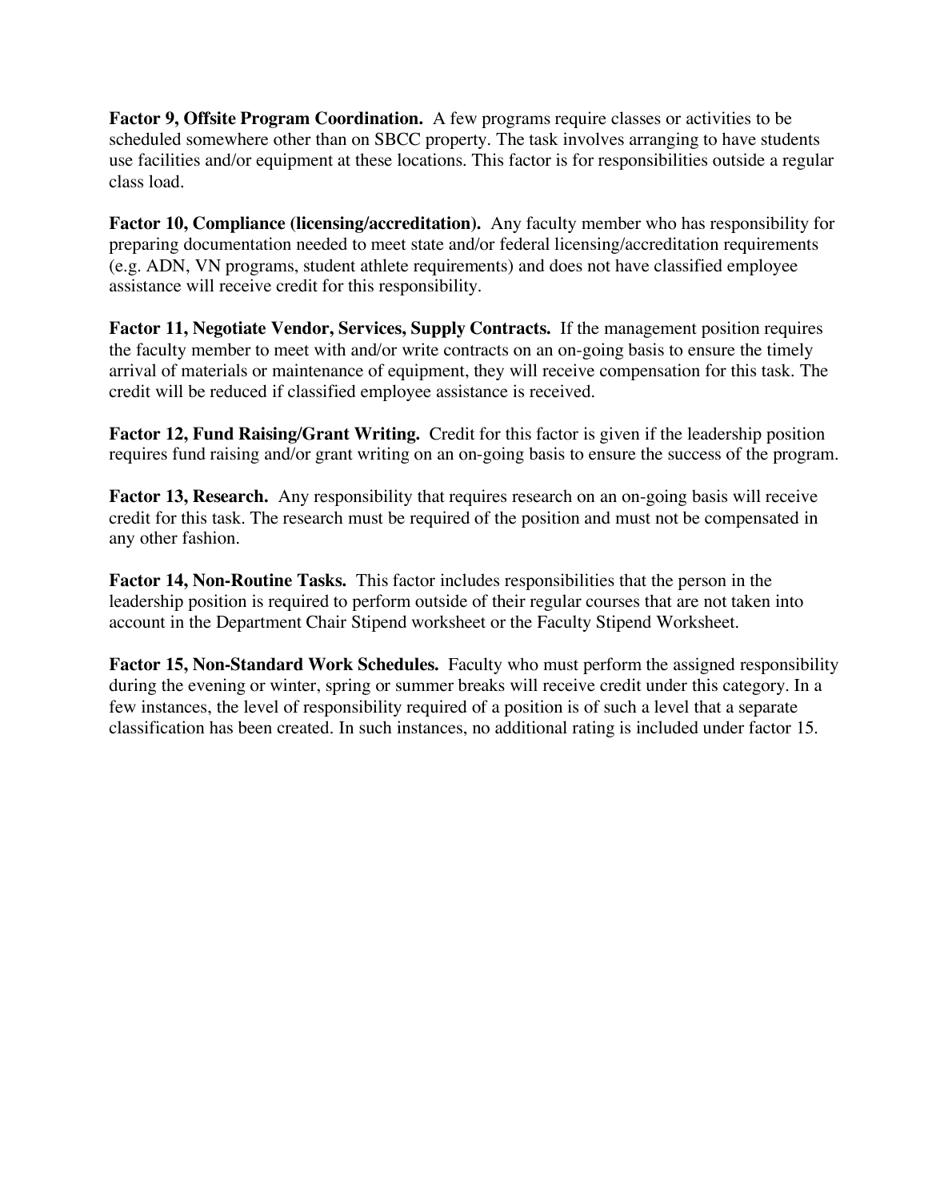**Factor 9, Offsite Program Coordination.** A few programs require classes or activities to be scheduled somewhere other than on SBCC property. The task involves arranging to have students use facilities and/or equipment at these locations. This factor is for responsibilities outside a regular class load.

**Factor 10, Compliance (licensing/accreditation).** Any faculty member who has responsibility for preparing documentation needed to meet state and/or federal licensing/accreditation requirements (e.g. ADN, VN programs, student athlete requirements) and does not have classified employee assistance will receive credit for this responsibility.

**Factor 11, Negotiate Vendor, Services, Supply Contracts.** If the management position requires the faculty member to meet with and/or write contracts on an on-going basis to ensure the timely arrival of materials or maintenance of equipment, they will receive compensation for this task. The credit will be reduced if classified employee assistance is received.

**Factor 12, Fund Raising/Grant Writing.** Credit for this factor is given if the leadership position requires fund raising and/or grant writing on an on-going basis to ensure the success of the program.

**Factor 13, Research.** Any responsibility that requires research on an on-going basis will receive credit for this task. The research must be required of the position and must not be compensated in any other fashion.

**Factor 14, Non-Routine Tasks.** This factor includes responsibilities that the person in the leadership position is required to perform outside of their regular courses that are not taken into account in the Department Chair Stipend worksheet or the Faculty Stipend Worksheet.

**Factor 15, Non-Standard Work Schedules.** Faculty who must perform the assigned responsibility during the evening or winter, spring or summer breaks will receive credit under this category. In a few instances, the level of responsibility required of a position is of such a level that a separate classification has been created. In such instances, no additional rating is included under factor 15.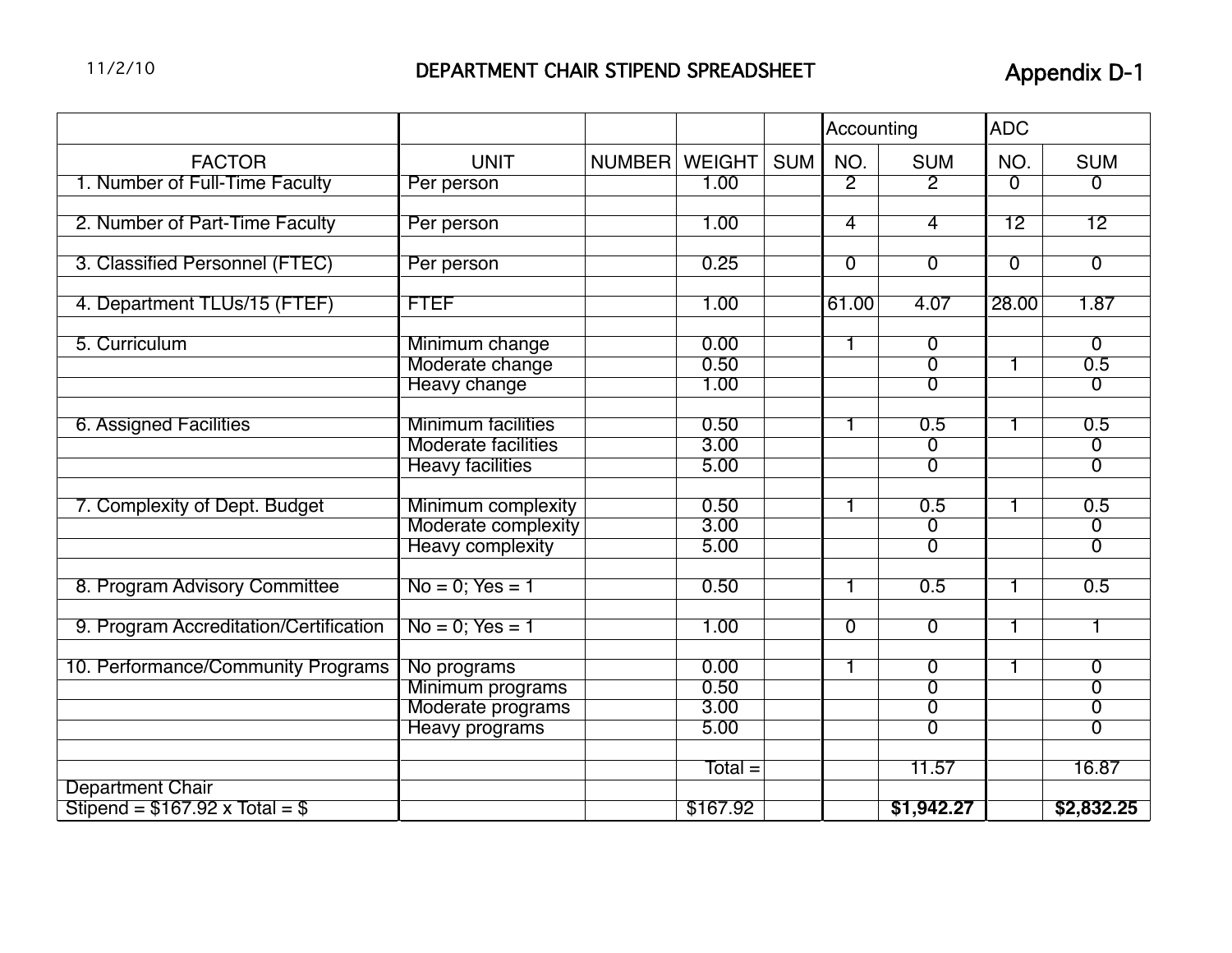11/2/10

# DEPARTMENT CHAIR STIPEND SPREADSHEET

Appendix D-1

| | | | | | Accounting | | ADC | |
|---|---|---|---|---|---|---|---|---|
| FACTOR | UNIT | NUMBER | WEIGHT | SUM | NO. | SUM | NO. | SUM |
| 1. Number of Full-Time Faculty | Per person | | 1.00 | | 2 | 2 | 0 | 0 |
| | | | | | | | | |
| 2. Number of Part-Time Faculty | Per person | | 1.00 | | 4 | 4 | 12 | 12 |
| | | | | | | | | |
| 3. Classified Personnel (FTEC) | Per person | | 0.25 | | 0 | 0 | 0 | 0 |
| | | | | | | | | |
| 4. Department TLUs/15 (FTEF) | FTEF | | 1.00 | | 61.00 | 4.07 | 28.00 | 1.87 |
| | | | | | | | | |
| 5. Curriculum | Minimum change | | 0.00 | | 1 | 0 | | 0 |
| | Moderate change | | 0.50 | | | 0 | 1 | 0.5 |
| | Heavy change | | 1.00 | | | 0 | | 0 |
| | | | | | | | | |
| 6. Assigned Facilities | Minimum facilities | | 0.50 | | 1 | 0.5 | 1 | 0.5 |
| | Moderate facilities | | 3.00 | | | 0 | | 0 |
| | Heavy facilities | | 5.00 | | | 0 | | 0 |
| | | | | | | | | |
| 7. Complexity of Dept. Budget | Minimum complexity | | 0.50 | | 1 | 0.5 | 1 | 0.5 |
| | Moderate complexity | | 3.00 | | | 0 | | 0 |
| | Heavy complexity | | 5.00 | | | 0 | | 0 |
| | | | | | | | | |
| 8. Program Advisory Committee | No = 0; Yes = 1 | | 0.50 | | 1 | 0.5 | 1 | 0.5 |
| | | | | | | | | |
| 9. Program Accreditation/Certification | No = 0; Yes = 1 | | 1.00 | | 0 | 0 | 1 | 1 |
| | | | | | | | | |
| 10. Performance/Community Programs | No programs | | 0.00 | | 1 | 0 | 1 | 0 |
| | Minimum programs | | 0.50 | | | 0 | | 0 |
| | Moderate programs | | 3.00 | | | 0 | | 0 |
| | Heavy programs | | 5.00 | | | 0 | | 0 |
| | | | | | | | | |
| | | | Total = | | | 11.57 | | 16.87 |
| Department Chair | | | | | | | | |
| Stipend = $167.92 x Total = $ | | | $167.92 | | | **$1,942.27** | | **$2,832.25** |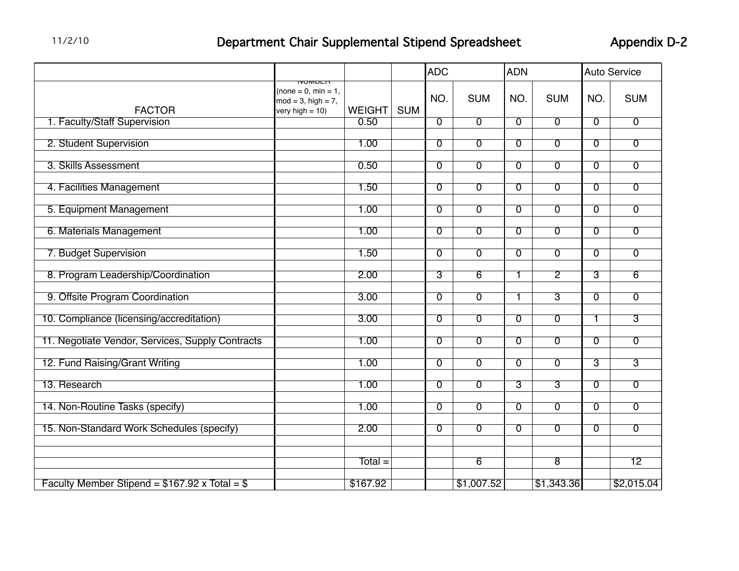11/2/10

# Department Chair Supplemental Stipend Spreadsheet

Appendix D-2

| FACTOR | NUMBER (none = 0, min = 1, mod = 3, high = 7, very high = 10) | WEIGHT | SUM | ADC NO. | ADC SUM | ADN NO. | ADN SUM | Auto Service NO. | Auto Service SUM |
|---|---|---|---|---|---|---|---|---|---|
| 1. Faculty/Staff Supervision | | 0.50 | | 0 | 0 | 0 | 0 | 0 | 0 |
| 2. Student Supervision | | 1.00 | | 0 | 0 | 0 | 0 | 0 | 0 |
| 3. Skills Assessment | | 0.50 | | 0 | 0 | 0 | 0 | 0 | 0 |
| 4. Facilities Management | | 1.50 | | 0 | 0 | 0 | 0 | 0 | 0 |
| 5. Equipment Management | | 1.00 | | 0 | 0 | 0 | 0 | 0 | 0 |
| 6. Materials Management | | 1.00 | | 0 | 0 | 0 | 0 | 0 | 0 |
| 7. Budget Supervision | | 1.50 | | 0 | 0 | 0 | 0 | 0 | 0 |
| 8. Program Leadership/Coordination | | 2.00 | | 3 | 6 | 1 | 2 | 3 | 6 |
| 9. Offsite Program Coordination | | 3.00 | | 0 | 0 | 1 | 3 | 0 | 0 |
| 10. Compliance (licensing/accreditation) | | 3.00 | | 0 | 0 | 0 | 0 | 1 | 3 |
| 11. Negotiate Vendor, Services, Supply Contracts | | 1.00 | | 0 | 0 | 0 | 0 | 0 | 0 |
| 12. Fund Raising/Grant Writing | | 1.00 | | 0 | 0 | 0 | 0 | 3 | 3 |
| 13. Research | | 1.00 | | 0 | 0 | 3 | 3 | 0 | 0 |
| 14. Non-Routine Tasks (specify) | | 1.00 | | 0 | 0 | 0 | 0 | 0 | 0 |
| 15. Non-Standard Work Schedules (specify) | | 2.00 | | 0 | 0 | 0 | 0 | 0 | 0 |
| | | Total = | | | 6 | | 8 | | 12 |
| Faculty Member Stipend = $167.92 x Total = $ | | $167.92 | | | $1,007.52 | | $1,343.36 | | $2,015.04 |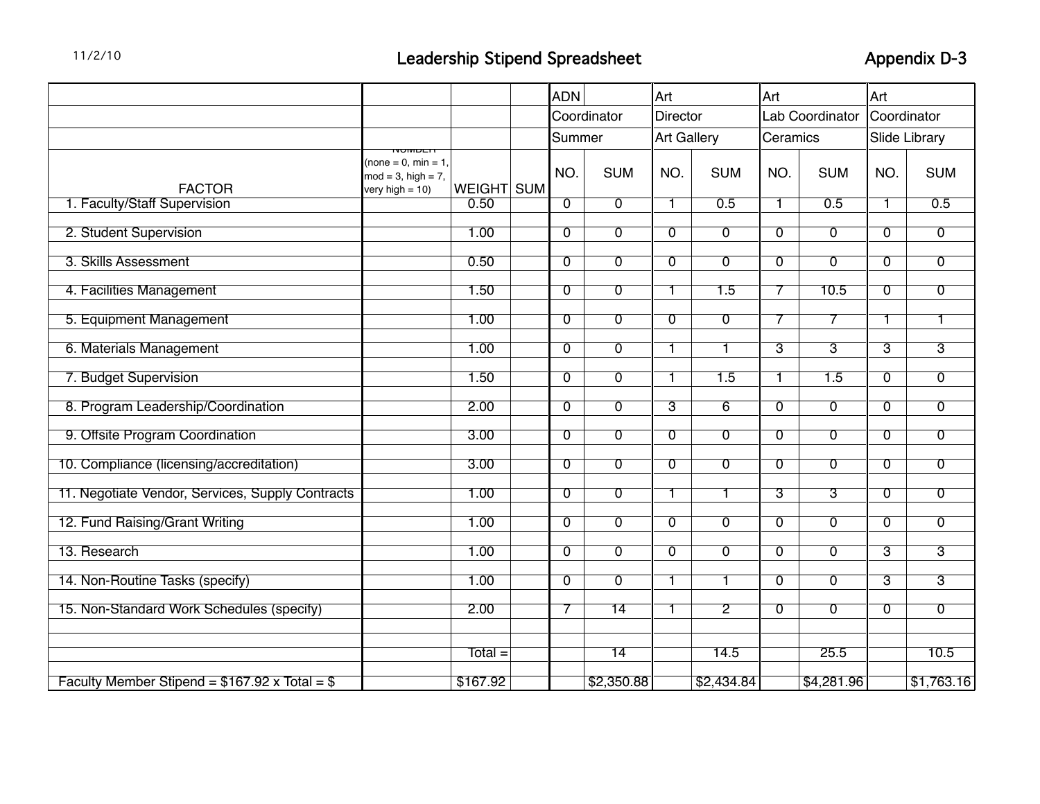11/2/10

# Leadership Stipend Spreadsheet

Appendix D-3

| | | | | ADN | | Art | | Art | | Art | |
|---|---|---|---|---|---|---|---|---|---|---|---|
| | | | | Coordinator | | Director | | Lab Coordinator | | Coordinator | |
| | | | | Summer | | Art Gallery | | Ceramics | | Slide Library | |
| FACTOR | NUMBER (none = 0, min = 1, mod = 3, high = 7, very high = 10) | WEIGHT | SUM | NO. | SUM | NO. | SUM | NO. | SUM | NO. | SUM |
| 1. Faculty/Staff Supervision | | 0.50 | | 0 | 0 | 1 | 0.5 | 1 | 0.5 | 1 | 0.5 |
| 2. Student Supervision | | 1.00 | | 0 | 0 | 0 | 0 | 0 | 0 | 0 | 0 |
| 3. Skills Assessment | | 0.50 | | 0 | 0 | 0 | 0 | 0 | 0 | 0 | 0 |
| 4. Facilities Management | | 1.50 | | 0 | 0 | 1 | 1.5 | 7 | 10.5 | 0 | 0 |
| 5. Equipment Management | | 1.00 | | 0 | 0 | 0 | 0 | 7 | 7 | 1 | 1 |
| 6. Materials Management | | 1.00 | | 0 | 0 | 1 | 1 | 3 | 3 | 3 | 3 |
| 7. Budget Supervision | | 1.50 | | 0 | 0 | 1 | 1.5 | 1 | 1.5 | 0 | 0 |
| 8. Program Leadership/Coordination | | 2.00 | | 0 | 0 | 3 | 6 | 0 | 0 | 0 | 0 |
| 9. Offsite Program Coordination | | 3.00 | | 0 | 0 | 0 | 0 | 0 | 0 | 0 | 0 |
| 10. Compliance (licensing/accreditation) | | 3.00 | | 0 | 0 | 0 | 0 | 0 | 0 | 0 | 0 |
| 11. Negotiate Vendor, Services, Supply Contracts | | 1.00 | | 0 | 0 | 1 | 1 | 3 | 3 | 0 | 0 |
| 12. Fund Raising/Grant Writing | | 1.00 | | 0 | 0 | 0 | 0 | 0 | 0 | 0 | 0 |
| 13. Research | | 1.00 | | 0 | 0 | 0 | 0 | 0 | 0 | 3 | 3 |
| 14. Non-Routine Tasks (specify) | | 1.00 | | 0 | 0 | 1 | 1 | 0 | 0 | 3 | 3 |
| 15. Non-Standard Work Schedules (specify) | | 2.00 | | 7 | 14 | 1 | 2 | 0 | 0 | 0 | 0 |
| | | Total = | | | 14 | | 14.5 | | 25.5 | | 10.5 |
| Faculty Member Stipend = $167.92 x Total = $ | | $167.92 | | | $2,350.88 | | $2,434.84 | | $4,281.96 | | $1,763.16 |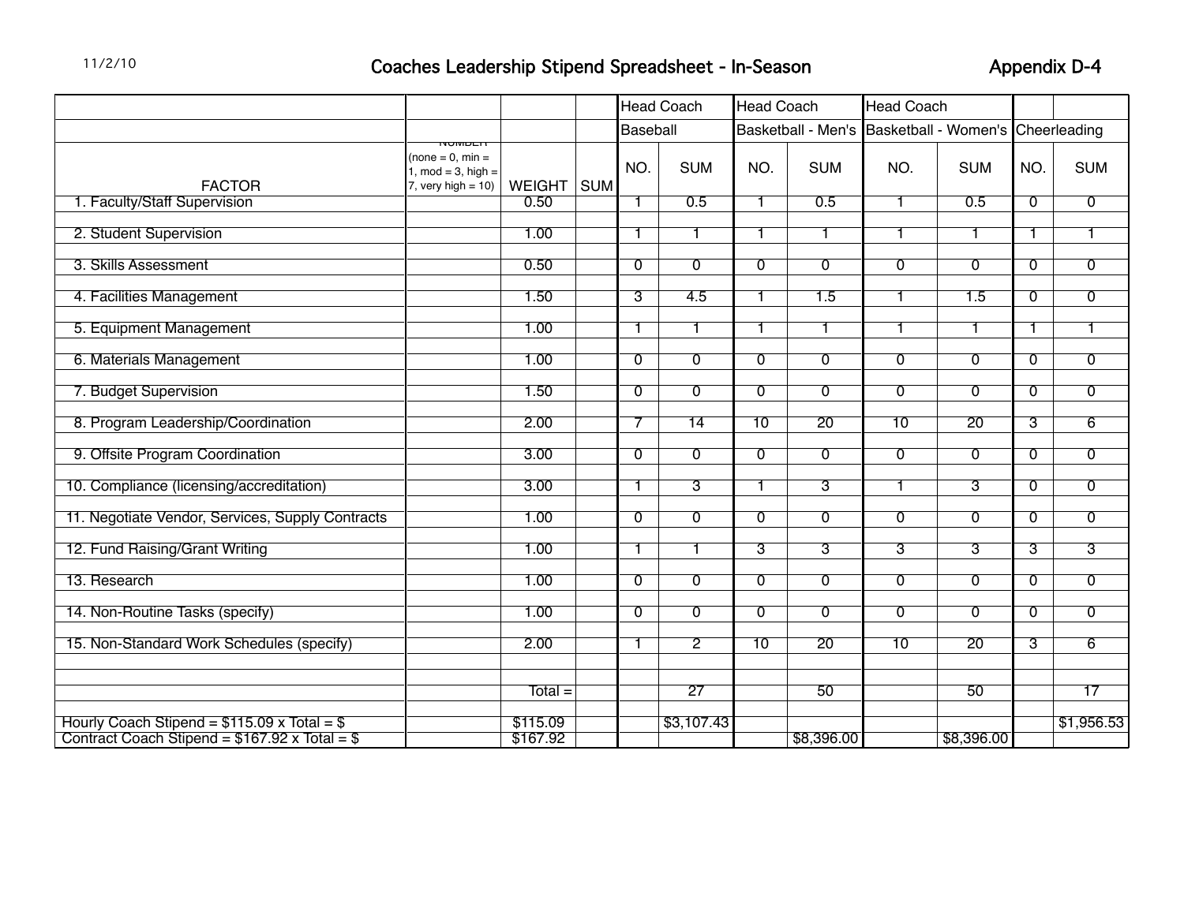11/2/10

# Coaches Leadership Stipend Spreadsheet - In-Season

Appendix D-4

| | | | | Head Coach | | Head Coach | | Head Coach | | | |
|---|---|---|---|---|---|---|---|---|---|---|---|
| | | | | Baseball | | Basketball - Men's | | Basketball - Women's | | Cheerleading | |
| FACTOR | NUMBER (none = 0, min = 1, mod = 3, high = 7, very high = 10) | WEIGHT | SUM | NO. | SUM | NO. | SUM | NO. | SUM | NO. | SUM |
| 1. Faculty/Staff Supervision | | 0.50 | | 1 | 0.5 | 1 | 0.5 | 1 | 0.5 | 0 | 0 |
| 2. Student Supervision | | 1.00 | | 1 | 1 | 1 | 1 | 1 | 1 | 1 | 1 |
| 3. Skills Assessment | | 0.50 | | 0 | 0 | 0 | 0 | 0 | 0 | 0 | 0 |
| 4. Facilities Management | | 1.50 | | 3 | 4.5 | 1 | 1.5 | 1 | 1.5 | 0 | 0 |
| 5. Equipment Management | | 1.00 | | 1 | 1 | 1 | 1 | 1 | 1 | 1 | 1 |
| 6. Materials Management | | 1.00 | | 0 | 0 | 0 | 0 | 0 | 0 | 0 | 0 |
| 7. Budget Supervision | | 1.50 | | 0 | 0 | 0 | 0 | 0 | 0 | 0 | 0 |
| 8. Program Leadership/Coordination | | 2.00 | | 7 | 14 | 10 | 20 | 10 | 20 | 3 | 6 |
| 9. Offsite Program Coordination | | 3.00 | | 0 | 0 | 0 | 0 | 0 | 0 | 0 | 0 |
| 10. Compliance (licensing/accreditation) | | 3.00 | | 1 | 3 | 1 | 3 | 1 | 3 | 0 | 0 |
| 11. Negotiate Vendor, Services, Supply Contracts | | 1.00 | | 0 | 0 | 0 | 0 | 0 | 0 | 0 | 0 |
| 12. Fund Raising/Grant Writing | | 1.00 | | 1 | 1 | 3 | 3 | 3 | 3 | 3 | 3 |
| 13. Research | | 1.00 | | 0 | 0 | 0 | 0 | 0 | 0 | 0 | 0 |
| 14. Non-Routine Tasks (specify) | | 1.00 | | 0 | 0 | 0 | 0 | 0 | 0 | 0 | 0 |
| 15. Non-Standard Work Schedules (specify) | | 2.00 | | 1 | 2 | 10 | 20 | 10 | 20 | 3 | 6 |
| | | Total = | | | 27 | | 50 | | 50 | | 17 |
| Hourly Coach Stipend = $115.09 x Total = $ | | $115.09 | | | $3,107.43 | | | | | | $1,956.53 |
| Contract Coach Stipend = $167.92 x Total = $ | | $167.92 | | | | | $8,396.00 | | $8,396.00 | | |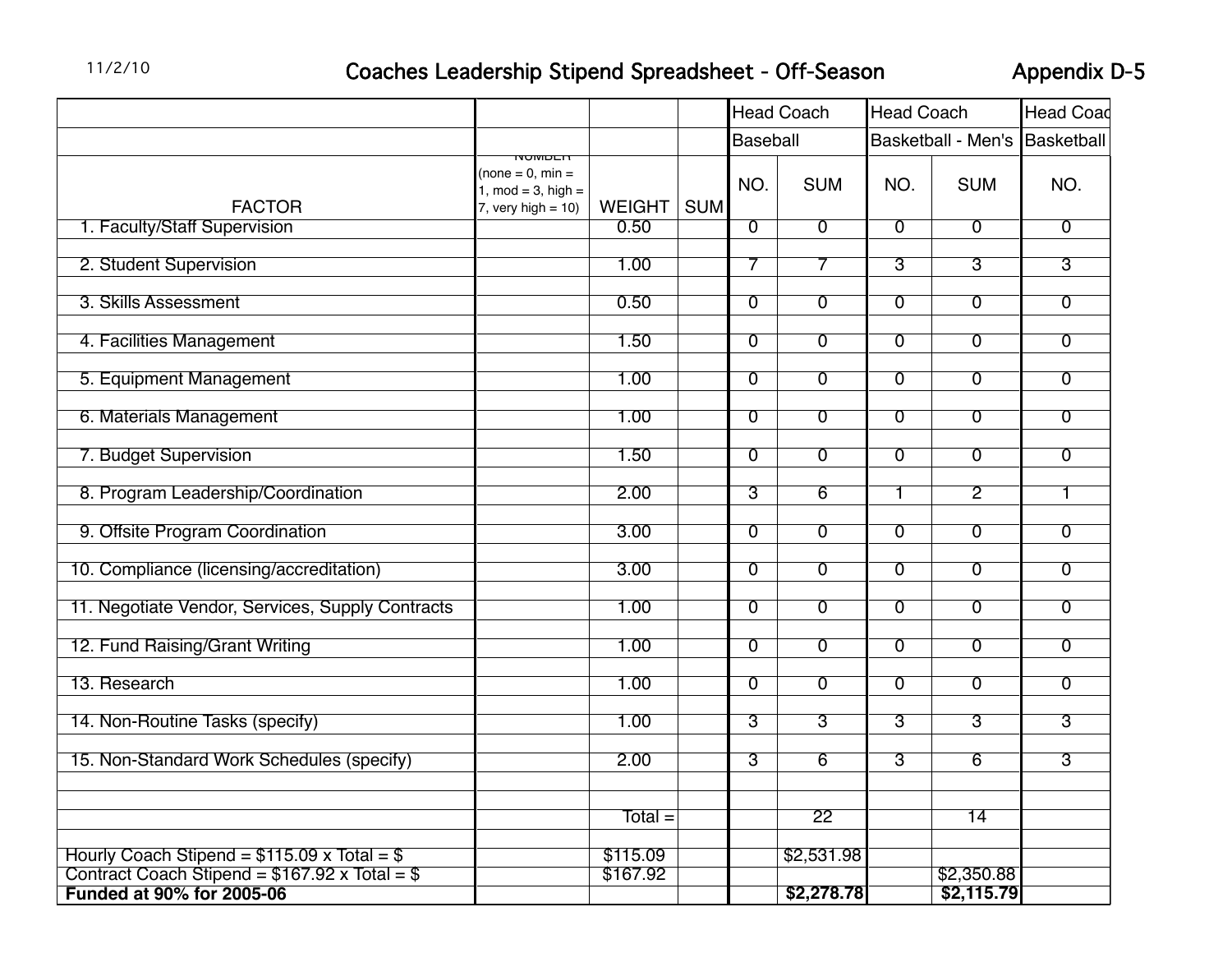11/2/10

# Coaches Leadership Stipend Spreadsheet - Off-Season

Appendix D-5

| | | | | Head Coach | | Head Coach | | Head Coac |
|---|---|---|---|---|---|---|---|---|
| | | | | Baseball | | Basketball - Men's | | Basketball |
| FACTOR | NUMBER (none = 0, min = 1, mod = 3, high = 7, very high = 10) | WEIGHT | SUM | NO. | SUM | NO. | SUM | NO. |
| 1. Faculty/Staff Supervision | | 0.50 | | 0 | 0 | 0 | 0 | 0 |
| 2. Student Supervision | | 1.00 | | 7 | 7 | 3 | 3 | 3 |
| 3. Skills Assessment | | 0.50 | | 0 | 0 | 0 | 0 | 0 |
| 4. Facilities Management | | 1.50 | | 0 | 0 | 0 | 0 | 0 |
| 5. Equipment Management | | 1.00 | | 0 | 0 | 0 | 0 | 0 |
| 6. Materials Management | | 1.00 | | 0 | 0 | 0 | 0 | 0 |
| 7. Budget Supervision | | 1.50 | | 0 | 0 | 0 | 0 | 0 |
| 8. Program Leadership/Coordination | | 2.00 | | 3 | 6 | 1 | 2 | 1 |
| 9. Offsite Program Coordination | | 3.00 | | 0 | 0 | 0 | 0 | 0 |
| 10. Compliance (licensing/accreditation) | | 3.00 | | 0 | 0 | 0 | 0 | 0 |
| 11. Negotiate Vendor, Services, Supply Contracts | | 1.00 | | 0 | 0 | 0 | 0 | 0 |
| 12. Fund Raising/Grant Writing | | 1.00 | | 0 | 0 | 0 | 0 | 0 |
| 13. Research | | 1.00 | | 0 | 0 | 0 | 0 | 0 |
| 14. Non-Routine Tasks (specify) | | 1.00 | | 3 | 3 | 3 | 3 | 3 |
| 15. Non-Standard Work Schedules (specify) | | 2.00 | | 3 | 6 | 3 | 6 | 3 |
| | | Total = | | | 22 | | 14 | |
| Hourly Coach Stipend = $115.09 x Total = $ | | $115.09 | | | $2,531.98 | | | |
| Contract Coach Stipend = $167.92 x Total = $ | | $167.92 | | | | | $2,350.88 | |
| **Funded at 90% for 2005-06** | | | | | **$2,278.78** | | **$2,115.79** | |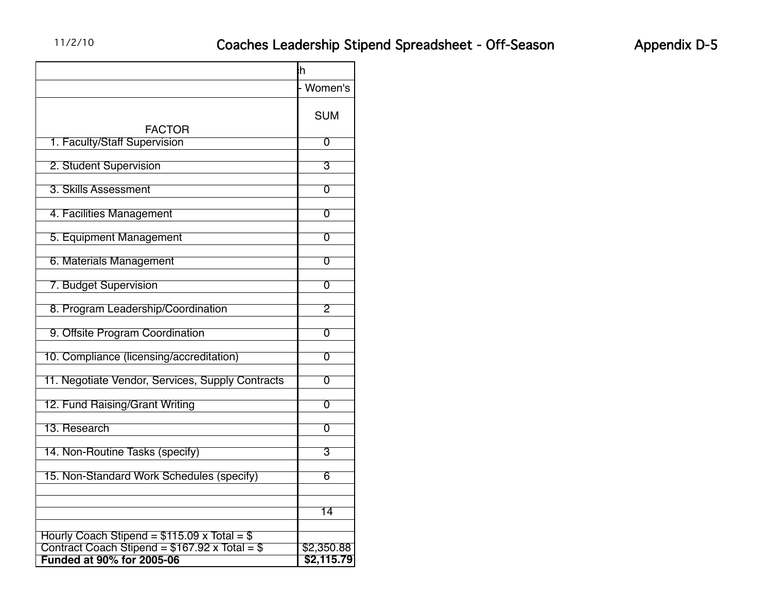11/2/10

# Coaches Leadership Stipend Spreadsheet - Off-Season

Appendix D-5

| | h |
|---|---|
| | - Women's |
| FACTOR | SUM |
| 1. Faculty/Staff Supervision | 0 |
| 2. Student Supervision | 3 |
| 3. Skills Assessment | 0 |
| 4. Facilities Management | 0 |
| 5. Equipment Management | 0 |
| 6. Materials Management | 0 |
| 7. Budget Supervision | 0 |
| 8. Program Leadership/Coordination | 2 |
| 9. Offsite Program Coordination | 0 |
| 10. Compliance (licensing/accreditation) | 0 |
| 11. Negotiate Vendor, Services, Supply Contracts | 0 |
| 12. Fund Raising/Grant Writing | 0 |
| 13. Research | 0 |
| 14. Non-Routine Tasks (specify) | 3 |
| 15. Non-Standard Work Schedules (specify) | 6 |
| | 14 |
| Hourly Coach Stipend = $115.09 x Total = $ | |
| Contract Coach Stipend = $167.92 x Total = $ | $2,350.88 |
| **Funded at 90% for 2005-06** | **$2,115.79** |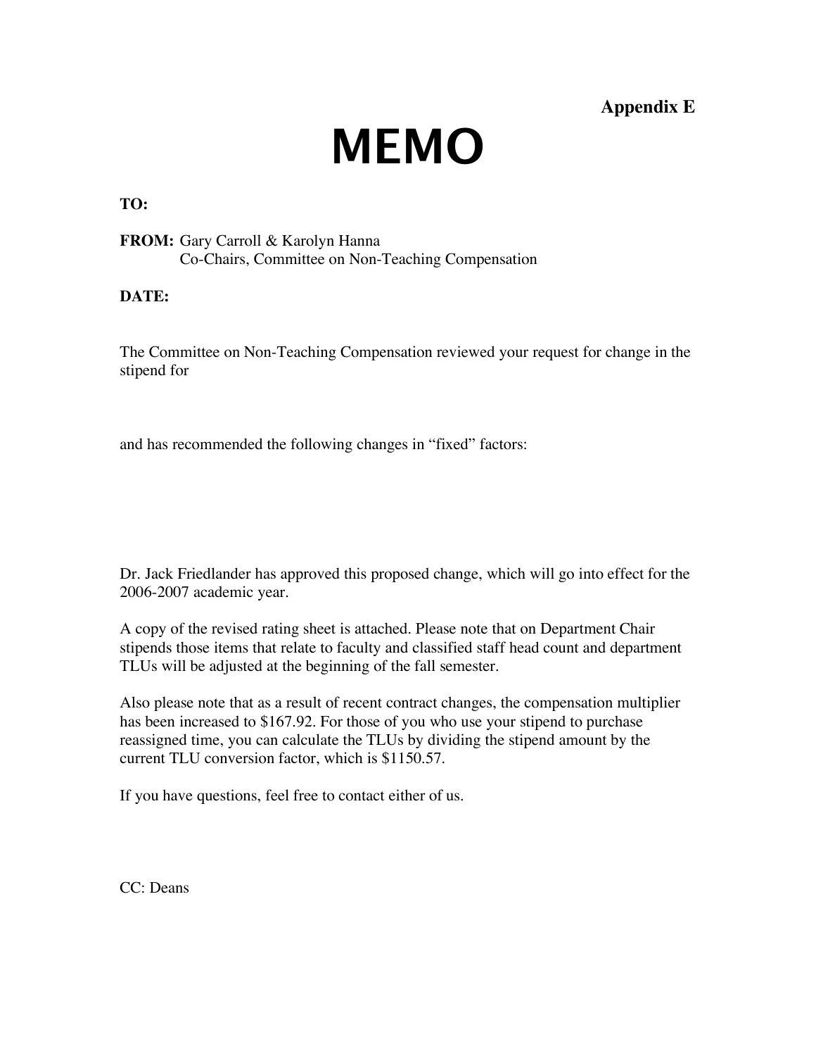**Appendix E**

# MEMO

**TO:**

**FROM:** Gary Carroll & Karolyn Hanna
Co-Chairs, Committee on Non-Teaching Compensation

**DATE:**

The Committee on Non-Teaching Compensation reviewed your request for change in the stipend for

and has recommended the following changes in "fixed" factors:

Dr. Jack Friedlander has approved this proposed change, which will go into effect for the 2006-2007 academic year.

A copy of the revised rating sheet is attached. Please note that on Department Chair stipends those items that relate to faculty and classified staff head count and department TLUs will be adjusted at the beginning of the fall semester.

Also please note that as a result of recent contract changes, the compensation multiplier has been increased to $167.92. For those of you who use your stipend to purchase reassigned time, you can calculate the TLUs by dividing the stipend amount by the current TLU conversion factor, which is $1150.57.

If you have questions, feel free to contact either of us.

CC: Deans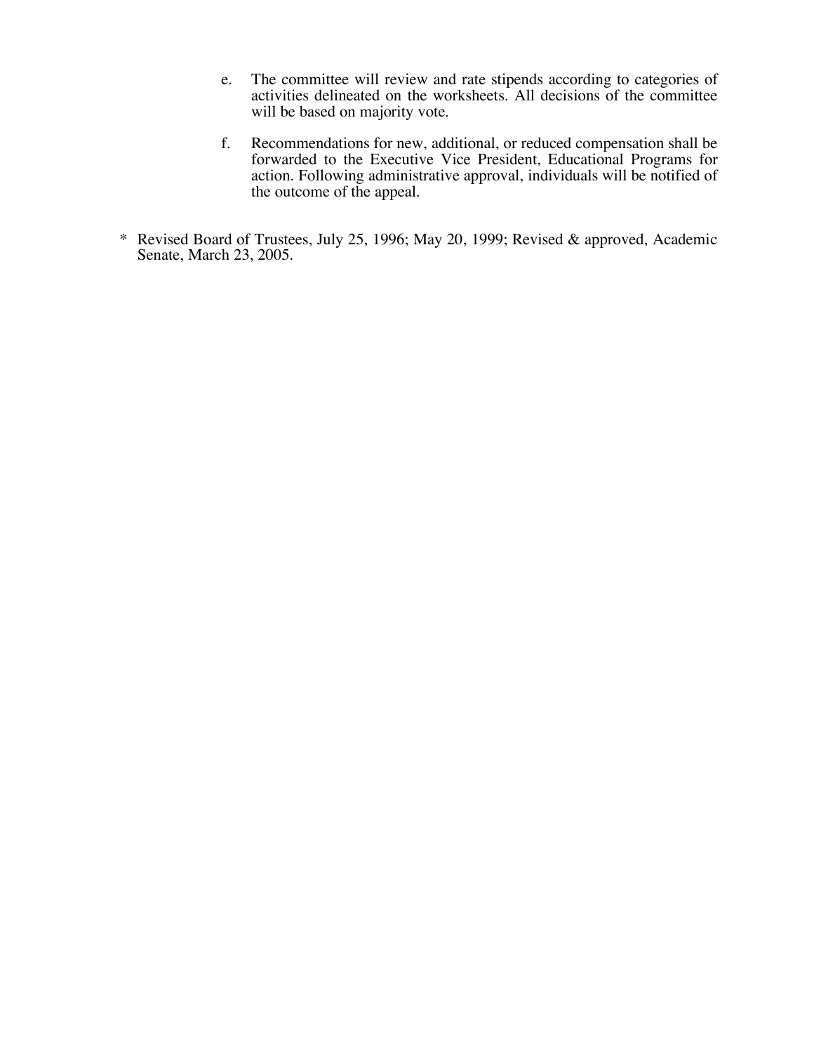e. The committee will review and rate stipends according to categories of activities delineated on the worksheets. All decisions of the committee will be based on majority vote.

f. Recommendations for new, additional, or reduced compensation shall be forwarded to the Executive Vice President, Educational Programs for action. Following administrative approval, individuals will be notified of the outcome of the appeal.

\* Revised Board of Trustees, July 25, 1996; May 20, 1999; Revised & approved, Academic Senate, March 23, 2005.